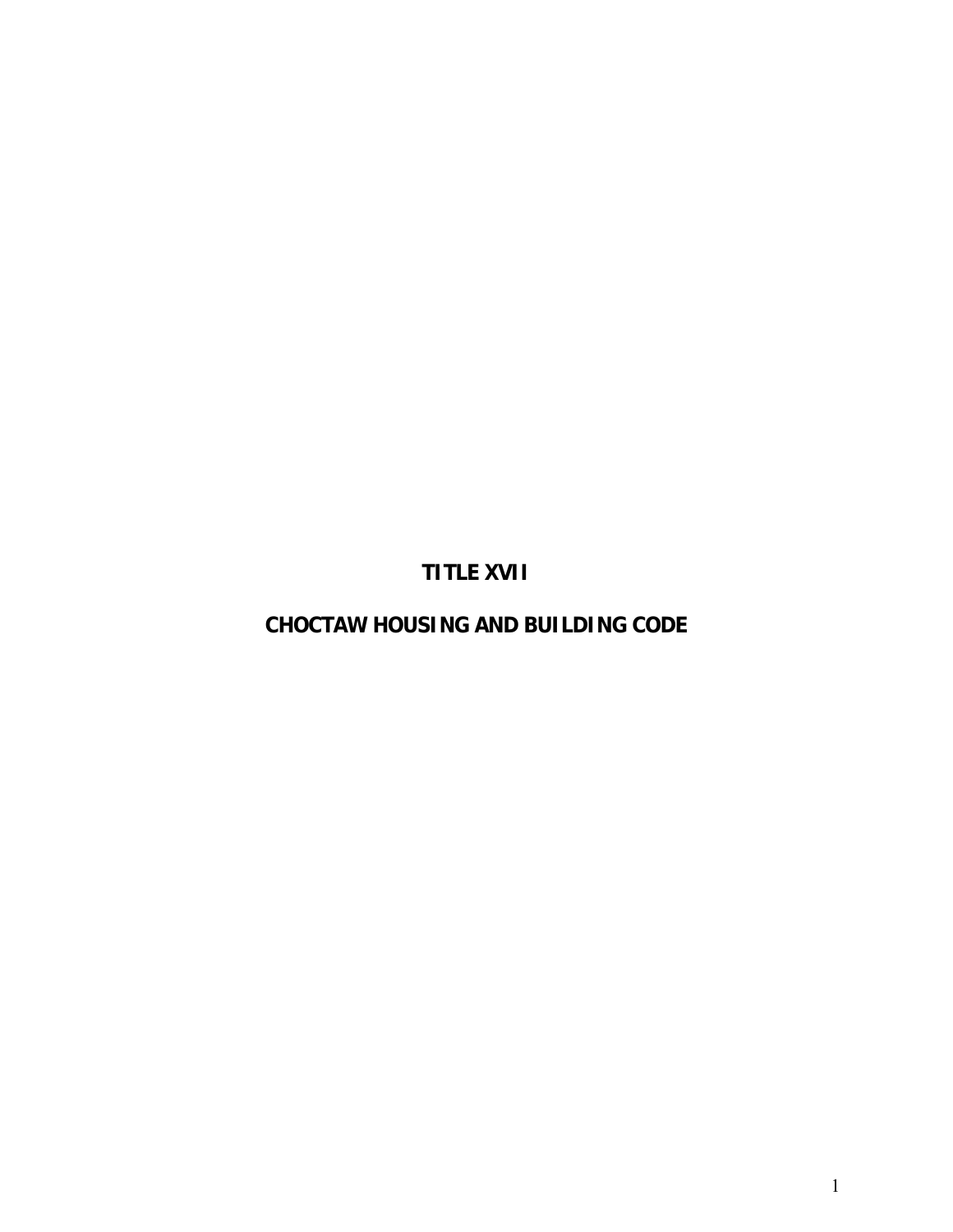# TITLE XVII

# CHOCTAW HOUSING AND BUILDING CODE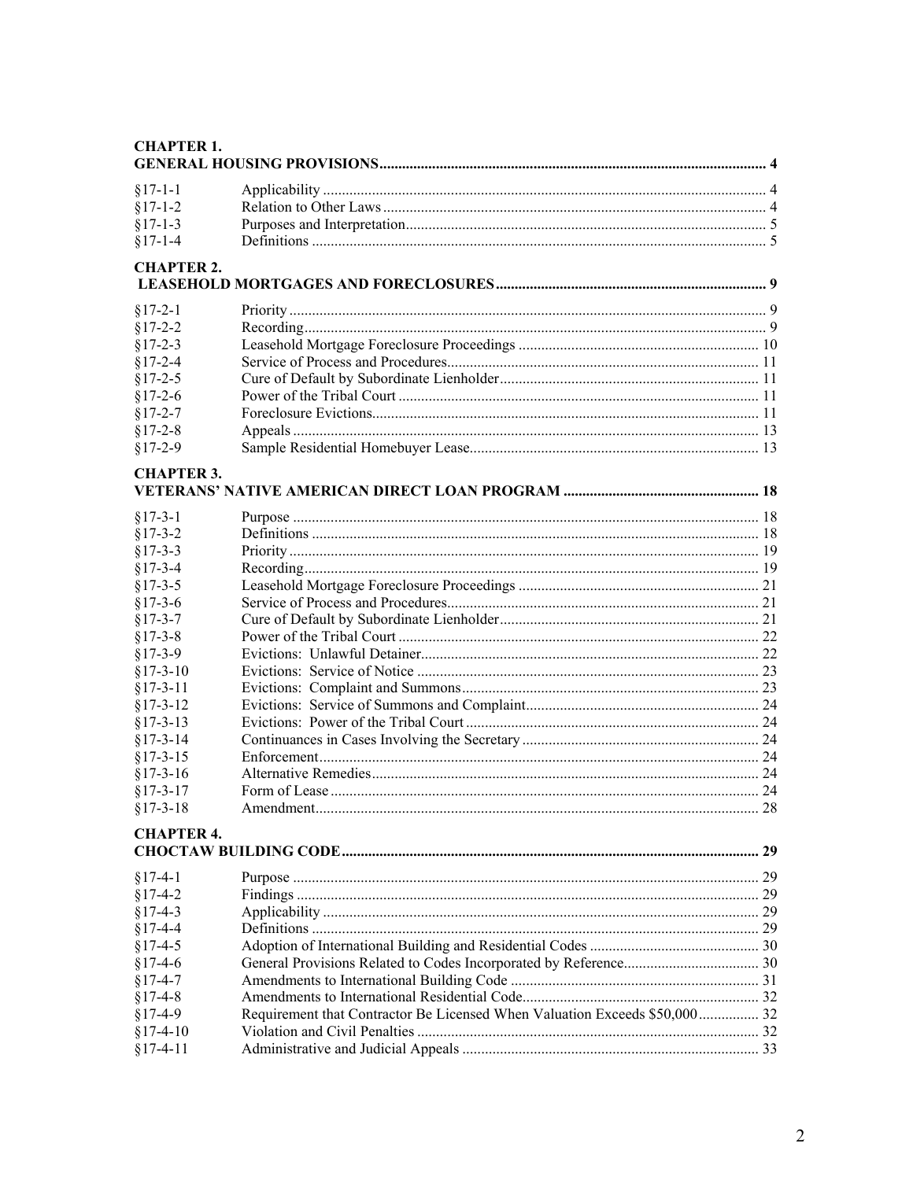**CHAPTER 1.**
**GENERAL HOUSING PROVISIONS** ..... 4

| | | |
|---|---|---|
| §17-1-1 | Applicability | 4 |
| §17-1-2 | Relation to Other Laws | 4 |
| §17-1-3 | Purposes and Interpretation | 5 |
| §17-1-4 | Definitions | 5 |

**CHAPTER 2.**
**LEASEHOLD MORTGAGES AND FORECLOSURES** ..... 9

| | | |
|---|---|---|
| §17-2-1 | Priority | 9 |
| §17-2-2 | Recording | 9 |
| §17-2-3 | Leasehold Mortgage Foreclosure Proceedings | 10 |
| §17-2-4 | Service of Process and Procedures | 11 |
| §17-2-5 | Cure of Default by Subordinate Lienholder | 11 |
| §17-2-6 | Power of the Tribal Court | 11 |
| §17-2-7 | Foreclosure Evictions | 11 |
| §17-2-8 | Appeals | 13 |
| §17-2-9 | Sample Residential Homebuyer Lease | 13 |

**CHAPTER 3.**
**VETERANS' NATIVE AMERICAN DIRECT LOAN PROGRAM** ..... 18

| | | |
|---|---|---|
| §17-3-1 | Purpose | 18 |
| §17-3-2 | Definitions | 18 |
| §17-3-3 | Priority | 19 |
| §17-3-4 | Recording | 19 |
| §17-3-5 | Leasehold Mortgage Foreclosure Proceedings | 21 |
| §17-3-6 | Service of Process and Procedures | 21 |
| §17-3-7 | Cure of Default by Subordinate Lienholder | 21 |
| §17-3-8 | Power of the Tribal Court | 22 |
| §17-3-9 | Evictions: Unlawful Detainer | 22 |
| §17-3-10 | Evictions: Service of Notice | 23 |
| §17-3-11 | Evictions: Complaint and Summons | 23 |
| §17-3-12 | Evictions: Service of Summons and Complaint | 24 |
| §17-3-13 | Evictions: Power of the Tribal Court | 24 |
| §17-3-14 | Continuances in Cases Involving the Secretary | 24 |
| §17-3-15 | Enforcement | 24 |
| §17-3-16 | Alternative Remedies | 24 |
| §17-3-17 | Form of Lease | 24 |
| §17-3-18 | Amendment | 28 |

**CHAPTER 4.**
**CHOCTAW BUILDING CODE** ..... 29

| | | |
|---|---|---|
| §17-4-1 | Purpose | 29 |
| §17-4-2 | Findings | 29 |
| §17-4-3 | Applicability | 29 |
| §17-4-4 | Definitions | 29 |
| §17-4-5 | Adoption of International Building and Residential Codes | 30 |
| §17-4-6 | General Provisions Related to Codes Incorporated by Reference | 30 |
| §17-4-7 | Amendments to International Building Code | 31 |
| §17-4-8 | Amendments to International Residential Code | 32 |
| §17-4-9 | Requirement that Contractor Be Licensed When Valuation Exceeds $50,000 | 32 |
| §17-4-10 | Violation and Civil Penalties | 32 |
| §17-4-11 | Administrative and Judicial Appeals | 33 |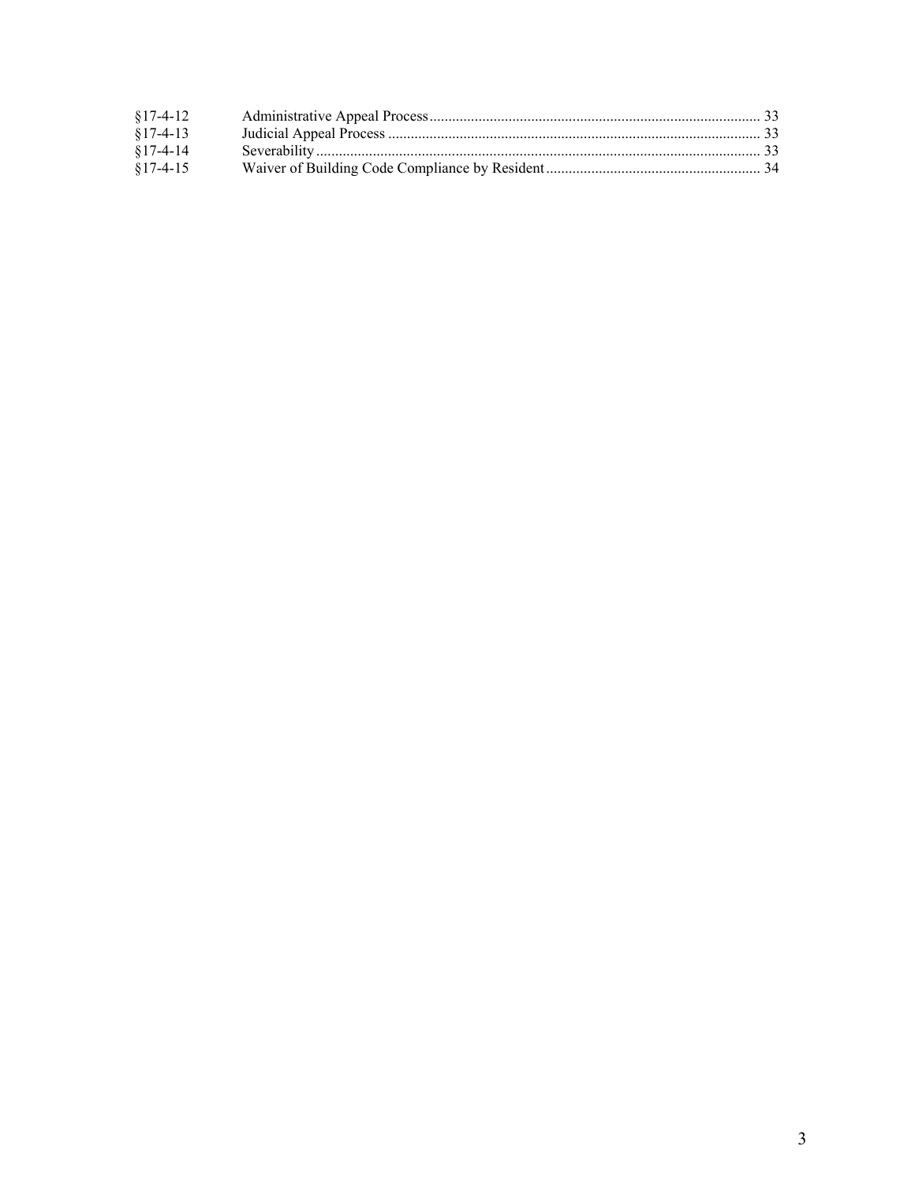| | | |
|---|---|---|
| §17-4-12 | Administrative Appeal Process | 33 |
| §17-4-13 | Judicial Appeal Process | 33 |
| §17-4-14 | Severability | 33 |
| §17-4-15 | Waiver of Building Code Compliance by Resident | 34 |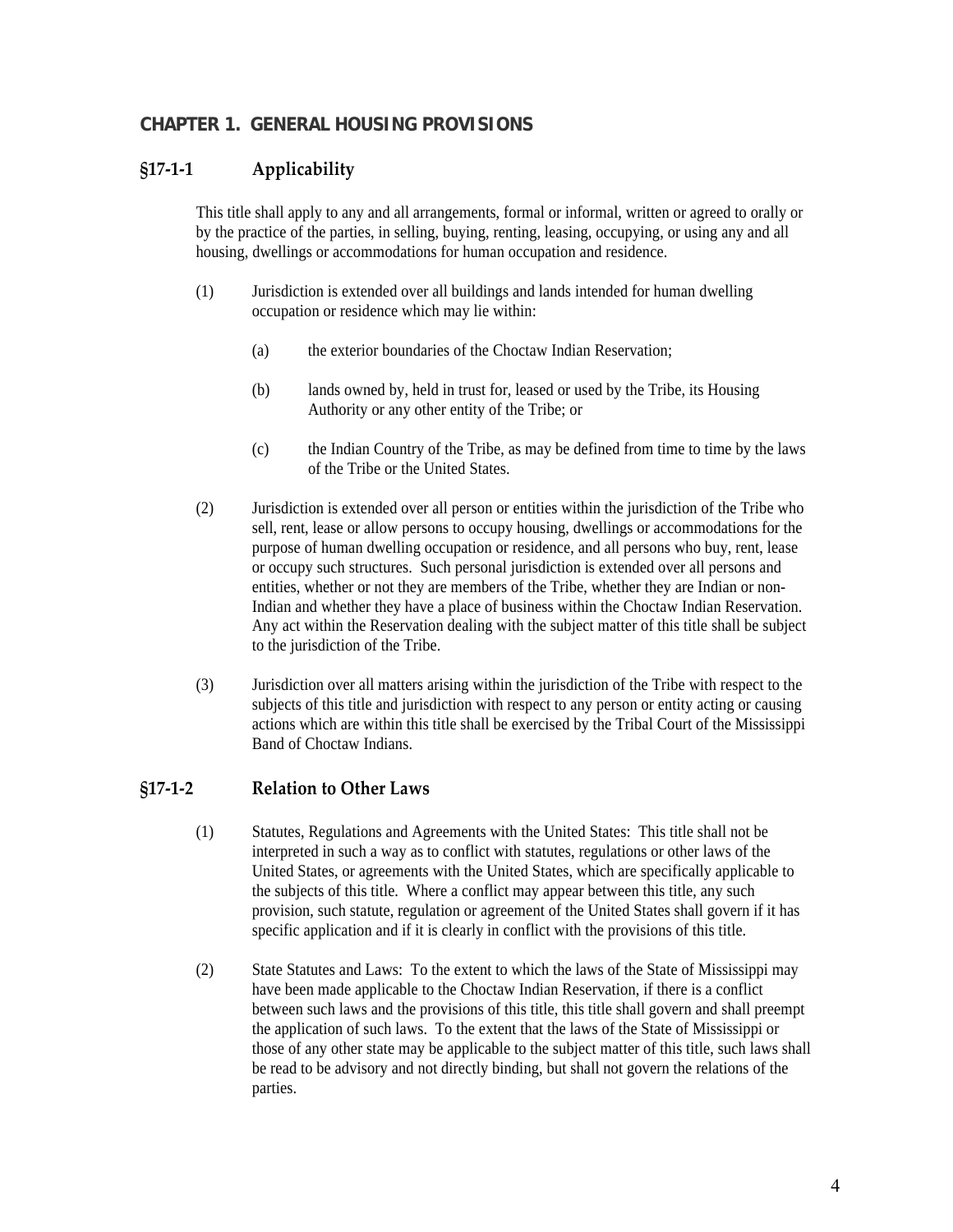## CHAPTER 1. GENERAL HOUSING PROVISIONS

### §17-1-1 Applicability

This title shall apply to any and all arrangements, formal or informal, written or agreed to orally or by the practice of the parties, in selling, buying, renting, leasing, occupying, or using any and all housing, dwellings or accommodations for human occupation and residence.

(1) Jurisdiction is extended over all buildings and lands intended for human dwelling occupation or residence which may lie within:

(a) the exterior boundaries of the Choctaw Indian Reservation;

(b) lands owned by, held in trust for, leased or used by the Tribe, its Housing Authority or any other entity of the Tribe; or

(c) the Indian Country of the Tribe, as may be defined from time to time by the laws of the Tribe or the United States.

(2) Jurisdiction is extended over all person or entities within the jurisdiction of the Tribe who sell, rent, lease or allow persons to occupy housing, dwellings or accommodations for the purpose of human dwelling occupation or residence, and all persons who buy, rent, lease or occupy such structures. Such personal jurisdiction is extended over all persons and entities, whether or not they are members of the Tribe, whether they are Indian or non-Indian and whether they have a place of business within the Choctaw Indian Reservation. Any act within the Reservation dealing with the subject matter of this title shall be subject to the jurisdiction of the Tribe.

(3) Jurisdiction over all matters arising within the jurisdiction of the Tribe with respect to the subjects of this title and jurisdiction with respect to any person or entity acting or causing actions which are within this title shall be exercised by the Tribal Court of the Mississippi Band of Choctaw Indians.

### §17-1-2 Relation to Other Laws

(1) Statutes, Regulations and Agreements with the United States: This title shall not be interpreted in such a way as to conflict with statutes, regulations or other laws of the United States, or agreements with the United States, which are specifically applicable to the subjects of this title. Where a conflict may appear between this title, any such provision, such statute, regulation or agreement of the United States shall govern if it has specific application and if it is clearly in conflict with the provisions of this title.

(2) State Statutes and Laws: To the extent to which the laws of the State of Mississippi may have been made applicable to the Choctaw Indian Reservation, if there is a conflict between such laws and the provisions of this title, this title shall govern and shall preempt the application of such laws. To the extent that the laws of the State of Mississippi or those of any other state may be applicable to the subject matter of this title, such laws shall be read to be advisory and not directly binding, but shall not govern the relations of the parties.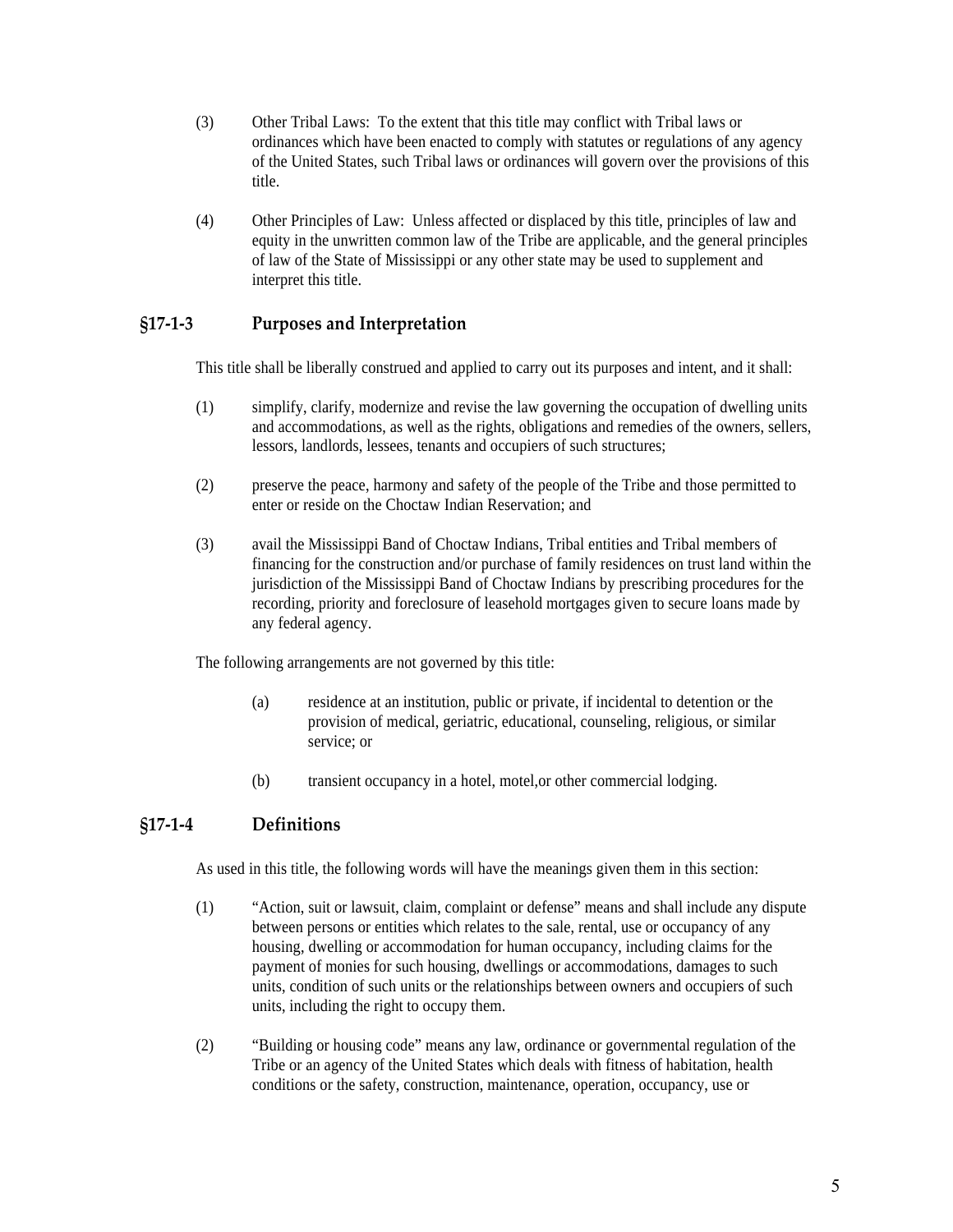(3) Other Tribal Laws: To the extent that this title may conflict with Tribal laws or ordinances which have been enacted to comply with statutes or regulations of any agency of the United States, such Tribal laws or ordinances will govern over the provisions of this title.

(4) Other Principles of Law: Unless affected or displaced by this title, principles of law and equity in the unwritten common law of the Tribe are applicable, and the general principles of law of the State of Mississippi or any other state may be used to supplement and interpret this title.

## §17-1-3 Purposes and Interpretation

This title shall be liberally construed and applied to carry out its purposes and intent, and it shall:

(1) simplify, clarify, modernize and revise the law governing the occupation of dwelling units and accommodations, as well as the rights, obligations and remedies of the owners, sellers, lessors, landlords, lessees, tenants and occupiers of such structures;

(2) preserve the peace, harmony and safety of the people of the Tribe and those permitted to enter or reside on the Choctaw Indian Reservation; and

(3) avail the Mississippi Band of Choctaw Indians, Tribal entities and Tribal members of financing for the construction and/or purchase of family residences on trust land within the jurisdiction of the Mississippi Band of Choctaw Indians by prescribing procedures for the recording, priority and foreclosure of leasehold mortgages given to secure loans made by any federal agency.

The following arrangements are not governed by this title:

(a) residence at an institution, public or private, if incidental to detention or the provision of medical, geriatric, educational, counseling, religious, or similar service; or

(b) transient occupancy in a hotel, motel,or other commercial lodging.

## §17-1-4 Definitions

As used in this title, the following words will have the meanings given them in this section:

(1) "Action, suit or lawsuit, claim, complaint or defense" means and shall include any dispute between persons or entities which relates to the sale, rental, use or occupancy of any housing, dwelling or accommodation for human occupancy, including claims for the payment of monies for such housing, dwellings or accommodations, damages to such units, condition of such units or the relationships between owners and occupiers of such units, including the right to occupy them.

(2) "Building or housing code" means any law, ordinance or governmental regulation of the Tribe or an agency of the United States which deals with fitness of habitation, health conditions or the safety, construction, maintenance, operation, occupancy, use or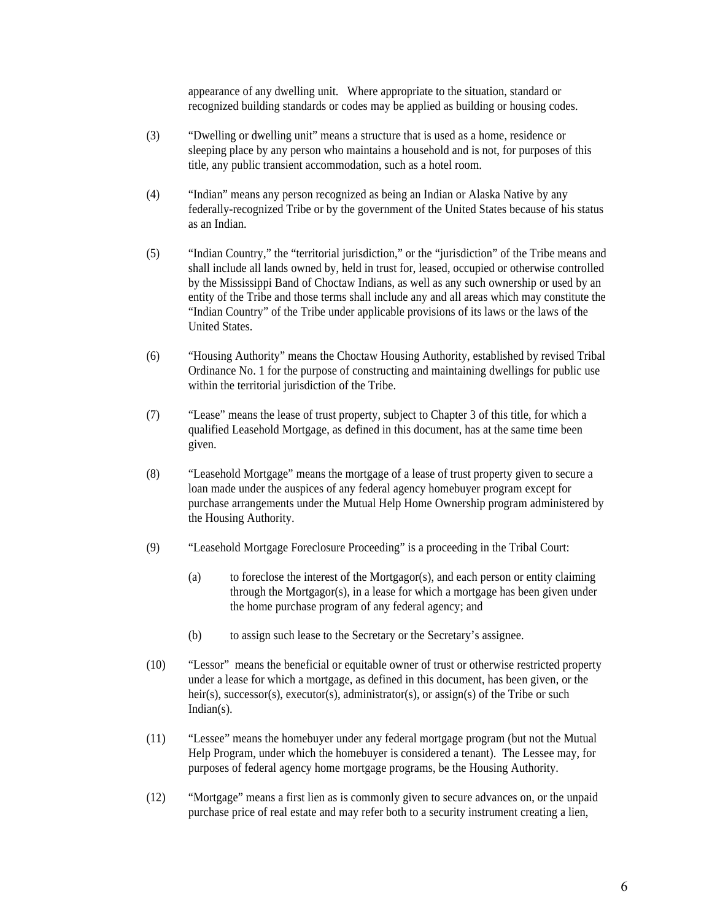appearance of any dwelling unit.   Where appropriate to the situation, standard or recognized building standards or codes may be applied as building or housing codes.

(3) "Dwelling or dwelling unit" means a structure that is used as a home, residence or sleeping place by any person who maintains a household and is not, for purposes of this title, any public transient accommodation, such as a hotel room.

(4) "Indian" means any person recognized as being an Indian or Alaska Native by any federally-recognized Tribe or by the government of the United States because of his status as an Indian.

(5) "Indian Country," the "territorial jurisdiction," or the "jurisdiction" of the Tribe means and shall include all lands owned by, held in trust for, leased, occupied or otherwise controlled by the Mississippi Band of Choctaw Indians, as well as any such ownership or used by an entity of the Tribe and those terms shall include any and all areas which may constitute the "Indian Country" of the Tribe under applicable provisions of its laws or the laws of the United States.

(6) "Housing Authority" means the Choctaw Housing Authority, established by revised Tribal Ordinance No. 1 for the purpose of constructing and maintaining dwellings for public use within the territorial jurisdiction of the Tribe.

(7) "Lease" means the lease of trust property, subject to Chapter 3 of this title, for which a qualified Leasehold Mortgage, as defined in this document, has at the same time been given.

(8) "Leasehold Mortgage" means the mortgage of a lease of trust property given to secure a loan made under the auspices of any federal agency homebuyer program except for purchase arrangements under the Mutual Help Home Ownership program administered by the Housing Authority.

(9) "Leasehold Mortgage Foreclosure Proceeding" is a proceeding in the Tribal Court:

   (a) to foreclose the interest of the Mortgagor(s), and each person or entity claiming through the Mortgagor(s), in a lease for which a mortgage has been given under the home purchase program of any federal agency; and

   (b) to assign such lease to the Secretary or the Secretary's assignee.

(10) "Lessor" means the beneficial or equitable owner of trust or otherwise restricted property under a lease for which a mortgage, as defined in this document, has been given, or the heir(s), successor(s), executor(s), administrator(s), or assign(s) of the Tribe or such Indian(s).

(11) "Lessee" means the homebuyer under any federal mortgage program (but not the Mutual Help Program, under which the homebuyer is considered a tenant). The Lessee may, for purposes of federal agency home mortgage programs, be the Housing Authority.

(12) "Mortgage" means a first lien as is commonly given to secure advances on, or the unpaid purchase price of real estate and may refer both to a security instrument creating a lien,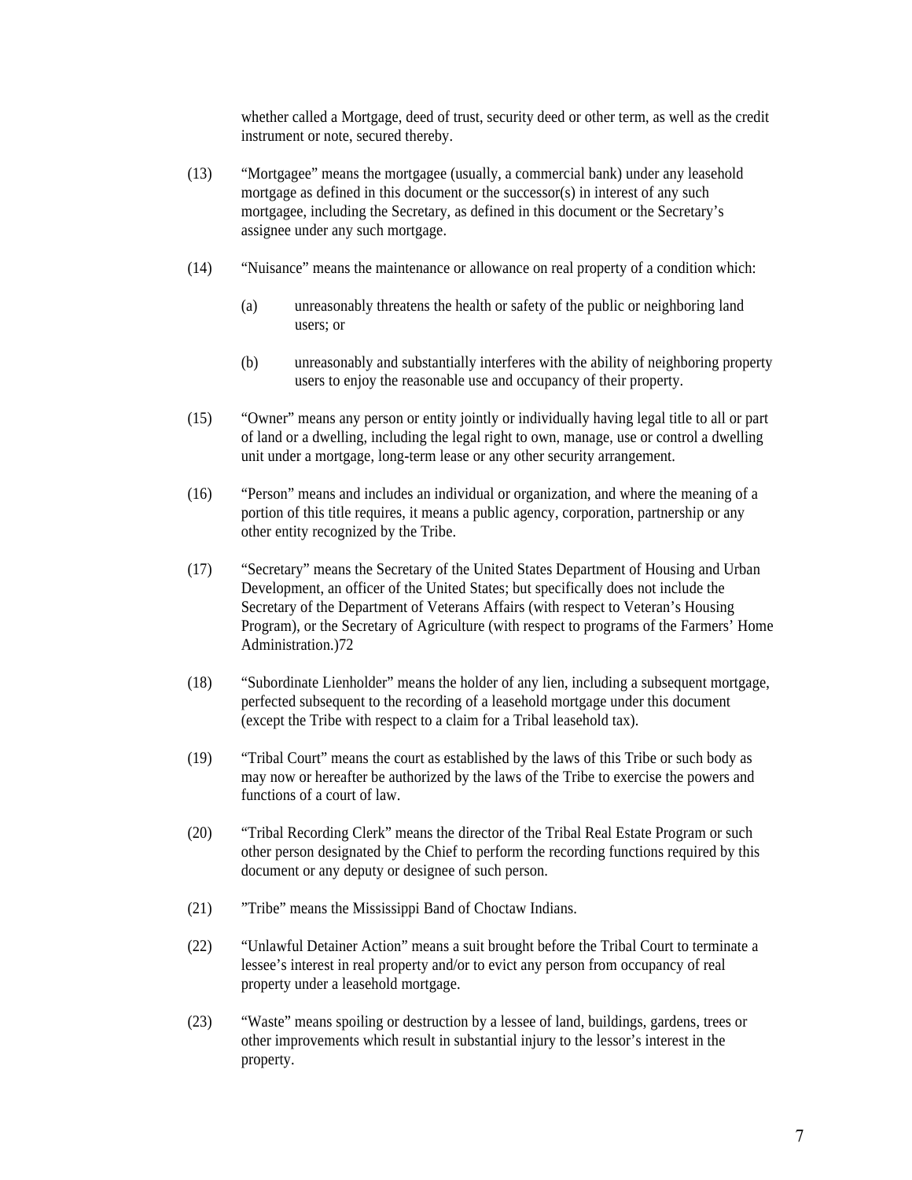whether called a Mortgage, deed of trust, security deed or other term, as well as the credit instrument or note, secured thereby.

(13) "Mortgagee" means the mortgagee (usually, a commercial bank) under any leasehold mortgage as defined in this document or the successor(s) in interest of any such mortgagee, including the Secretary, as defined in this document or the Secretary's assignee under any such mortgage.

(14) "Nuisance" means the maintenance or allowance on real property of a condition which:

(a) unreasonably threatens the health or safety of the public or neighboring land users; or

(b) unreasonably and substantially interferes with the ability of neighboring property users to enjoy the reasonable use and occupancy of their property.

(15) "Owner" means any person or entity jointly or individually having legal title to all or part of land or a dwelling, including the legal right to own, manage, use or control a dwelling unit under a mortgage, long-term lease or any other security arrangement.

(16) "Person" means and includes an individual or organization, and where the meaning of a portion of this title requires, it means a public agency, corporation, partnership or any other entity recognized by the Tribe.

(17) "Secretary" means the Secretary of the United States Department of Housing and Urban Development, an officer of the United States; but specifically does not include the Secretary of the Department of Veterans Affairs (with respect to Veteran's Housing Program), or the Secretary of Agriculture (with respect to programs of the Farmers' Home Administration.)72

(18) "Subordinate Lienholder" means the holder of any lien, including a subsequent mortgage, perfected subsequent to the recording of a leasehold mortgage under this document (except the Tribe with respect to a claim for a Tribal leasehold tax).

(19) "Tribal Court" means the court as established by the laws of this Tribe or such body as may now or hereafter be authorized by the laws of the Tribe to exercise the powers and functions of a court of law.

(20) "Tribal Recording Clerk" means the director of the Tribal Real Estate Program or such other person designated by the Chief to perform the recording functions required by this document or any deputy or designee of such person.

(21) "Tribe" means the Mississippi Band of Choctaw Indians.

(22) "Unlawful Detainer Action" means a suit brought before the Tribal Court to terminate a lessee's interest in real property and/or to evict any person from occupancy of real property under a leasehold mortgage.

(23) "Waste" means spoiling or destruction by a lessee of land, buildings, gardens, trees or other improvements which result in substantial injury to the lessor's interest in the property.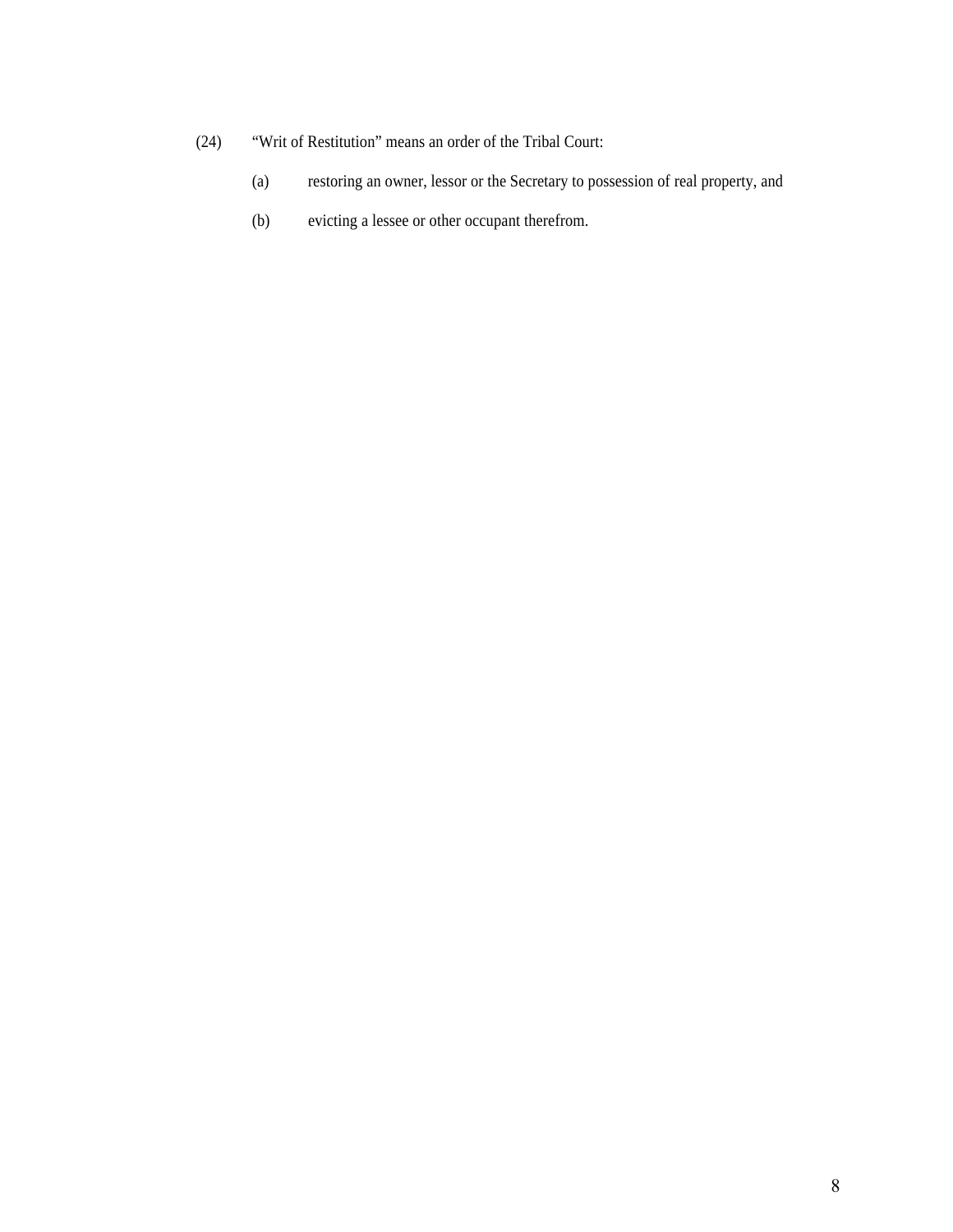(24) "Writ of Restitution" means an order of the Tribal Court:

   (a) restoring an owner, lessor or the Secretary to possession of real property, and

   (b) evicting a lessee or other occupant therefrom.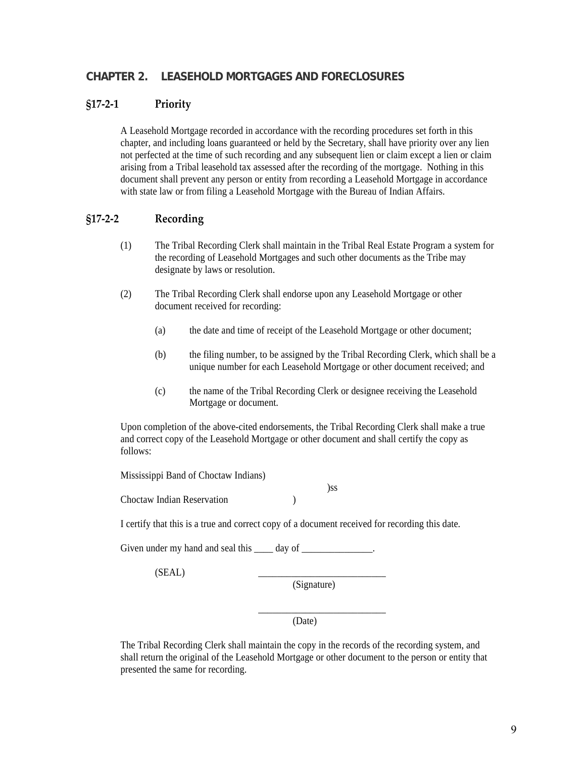## CHAPTER 2. LEASEHOLD MORTGAGES AND FORECLOSURES

### §17-2-1 Priority

A Leasehold Mortgage recorded in accordance with the recording procedures set forth in this chapter, and including loans guaranteed or held by the Secretary, shall have priority over any lien not perfected at the time of such recording and any subsequent lien or claim except a lien or claim arising from a Tribal leasehold tax assessed after the recording of the mortgage. Nothing in this document shall prevent any person or entity from recording a Leasehold Mortgage in accordance with state law or from filing a Leasehold Mortgage with the Bureau of Indian Affairs.

### §17-2-2 Recording

(1) The Tribal Recording Clerk shall maintain in the Tribal Real Estate Program a system for the recording of Leasehold Mortgages and such other documents as the Tribe may designate by laws or resolution.

(2) The Tribal Recording Clerk shall endorse upon any Leasehold Mortgage or other document received for recording:

(a) the date and time of receipt of the Leasehold Mortgage or other document;

(b) the filing number, to be assigned by the Tribal Recording Clerk, which shall be a unique number for each Leasehold Mortgage or other document received; and

(c) the name of the Tribal Recording Clerk or designee receiving the Leasehold Mortgage or document.

Upon completion of the above-cited endorsements, the Tribal Recording Clerk shall make a true and correct copy of the Leasehold Mortgage or other document and shall certify the copy as follows:

Mississippi Band of Choctaw Indians)
)ss
Choctaw Indian Reservation )

I certify that this is a true and correct copy of a document received for recording this date.

Given under my hand and seal this ____ day of _______________.

(SEAL) ___________________________
(Signature)

___________________________
(Date)

The Tribal Recording Clerk shall maintain the copy in the records of the recording system, and shall return the original of the Leasehold Mortgage or other document to the person or entity that presented the same for recording.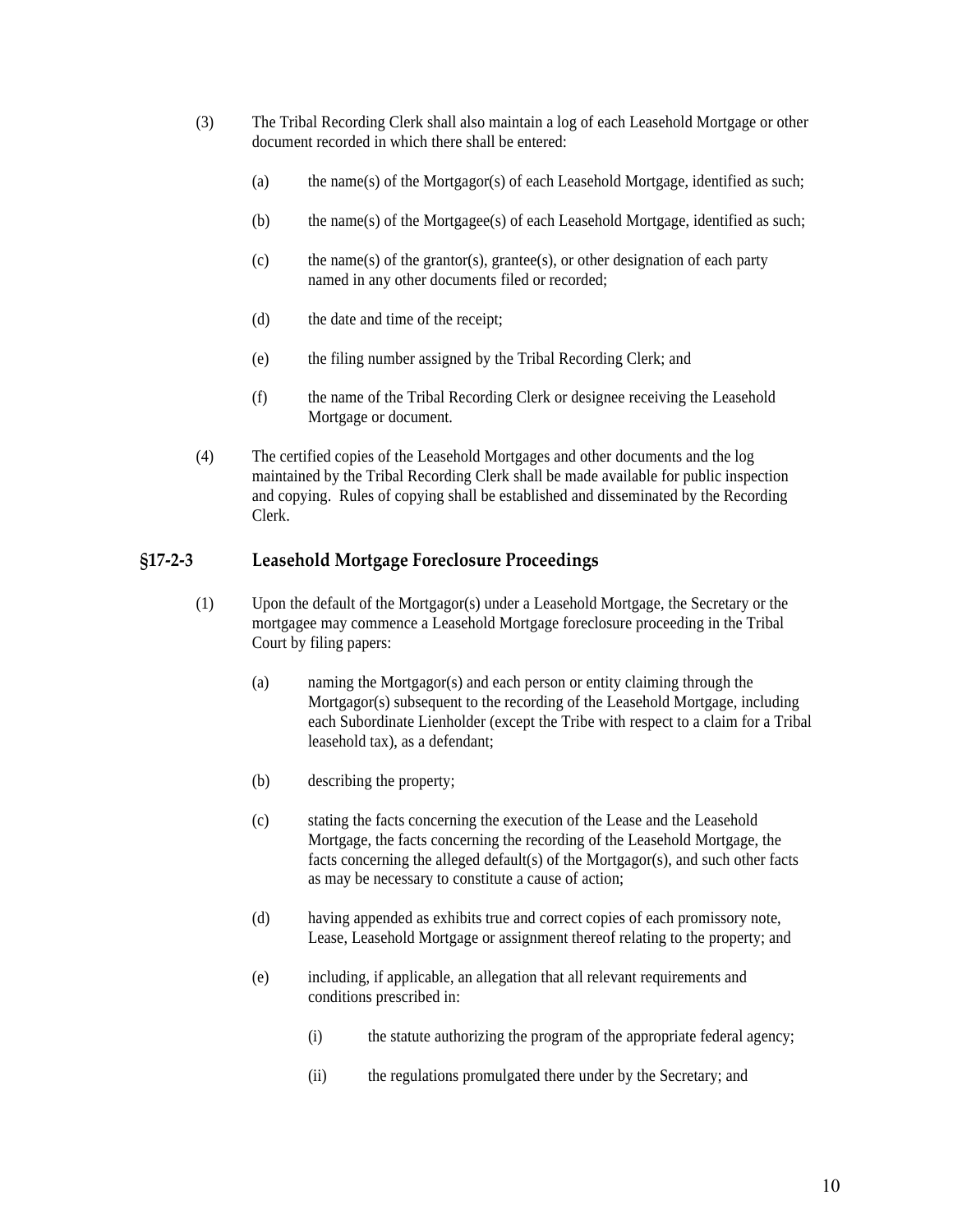(3) The Tribal Recording Clerk shall also maintain a log of each Leasehold Mortgage or other document recorded in which there shall be entered:

  (a) the name(s) of the Mortgagor(s) of each Leasehold Mortgage, identified as such;

  (b) the name(s) of the Mortgagee(s) of each Leasehold Mortgage, identified as such;

  (c) the name(s) of the grantor(s), grantee(s), or other designation of each party named in any other documents filed or recorded;

  (d) the date and time of the receipt;

  (e) the filing number assigned by the Tribal Recording Clerk; and

  (f) the name of the Tribal Recording Clerk or designee receiving the Leasehold Mortgage or document.

(4) The certified copies of the Leasehold Mortgages and other documents and the log maintained by the Tribal Recording Clerk shall be made available for public inspection and copying. Rules of copying shall be established and disseminated by the Recording Clerk.

## §17-2-3 Leasehold Mortgage Foreclosure Proceedings

(1) Upon the default of the Mortgagor(s) under a Leasehold Mortgage, the Secretary or the mortgagee may commence a Leasehold Mortgage foreclosure proceeding in the Tribal Court by filing papers:

  (a) naming the Mortgagor(s) and each person or entity claiming through the Mortgagor(s) subsequent to the recording of the Leasehold Mortgage, including each Subordinate Lienholder (except the Tribe with respect to a claim for a Tribal leasehold tax), as a defendant;

  (b) describing the property;

  (c) stating the facts concerning the execution of the Lease and the Leasehold Mortgage, the facts concerning the recording of the Leasehold Mortgage, the facts concerning the alleged default(s) of the Mortgagor(s), and such other facts as may be necessary to constitute a cause of action;

  (d) having appended as exhibits true and correct copies of each promissory note, Lease, Leasehold Mortgage or assignment thereof relating to the property; and

  (e) including, if applicable, an allegation that all relevant requirements and conditions prescribed in:

    (i) the statute authorizing the program of the appropriate federal agency;

    (ii) the regulations promulgated there under by the Secretary; and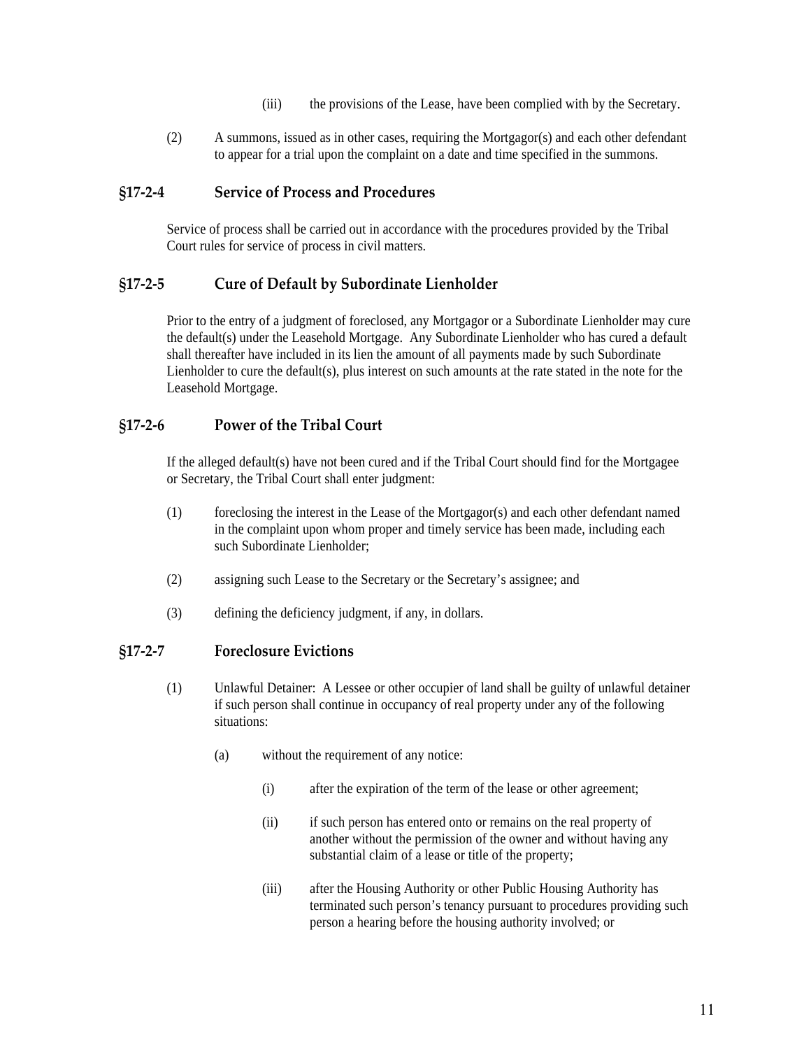(iii) the provisions of the Lease, have been complied with by the Secretary.

(2) A summons, issued as in other cases, requiring the Mortgagor(s) and each other defendant to appear for a trial upon the complaint on a date and time specified in the summons.

### §17-2-4 Service of Process and Procedures

Service of process shall be carried out in accordance with the procedures provided by the Tribal Court rules for service of process in civil matters.

### §17-2-5 Cure of Default by Subordinate Lienholder

Prior to the entry of a judgment of foreclosed, any Mortgagor or a Subordinate Lienholder may cure the default(s) under the Leasehold Mortgage. Any Subordinate Lienholder who has cured a default shall thereafter have included in its lien the amount of all payments made by such Subordinate Lienholder to cure the default(s), plus interest on such amounts at the rate stated in the note for the Leasehold Mortgage.

### §17-2-6 Power of the Tribal Court

If the alleged default(s) have not been cured and if the Tribal Court should find for the Mortgagee or Secretary, the Tribal Court shall enter judgment:

(1) foreclosing the interest in the Lease of the Mortgagor(s) and each other defendant named in the complaint upon whom proper and timely service has been made, including each such Subordinate Lienholder;

(2) assigning such Lease to the Secretary or the Secretary's assignee; and

(3) defining the deficiency judgment, if any, in dollars.

### §17-2-7 Foreclosure Evictions

(1) Unlawful Detainer: A Lessee or other occupier of land shall be guilty of unlawful detainer if such person shall continue in occupancy of real property under any of the following situations:

(a) without the requirement of any notice:

(i) after the expiration of the term of the lease or other agreement;

(ii) if such person has entered onto or remains on the real property of another without the permission of the owner and without having any substantial claim of a lease or title of the property;

(iii) after the Housing Authority or other Public Housing Authority has terminated such person's tenancy pursuant to procedures providing such person a hearing before the housing authority involved; or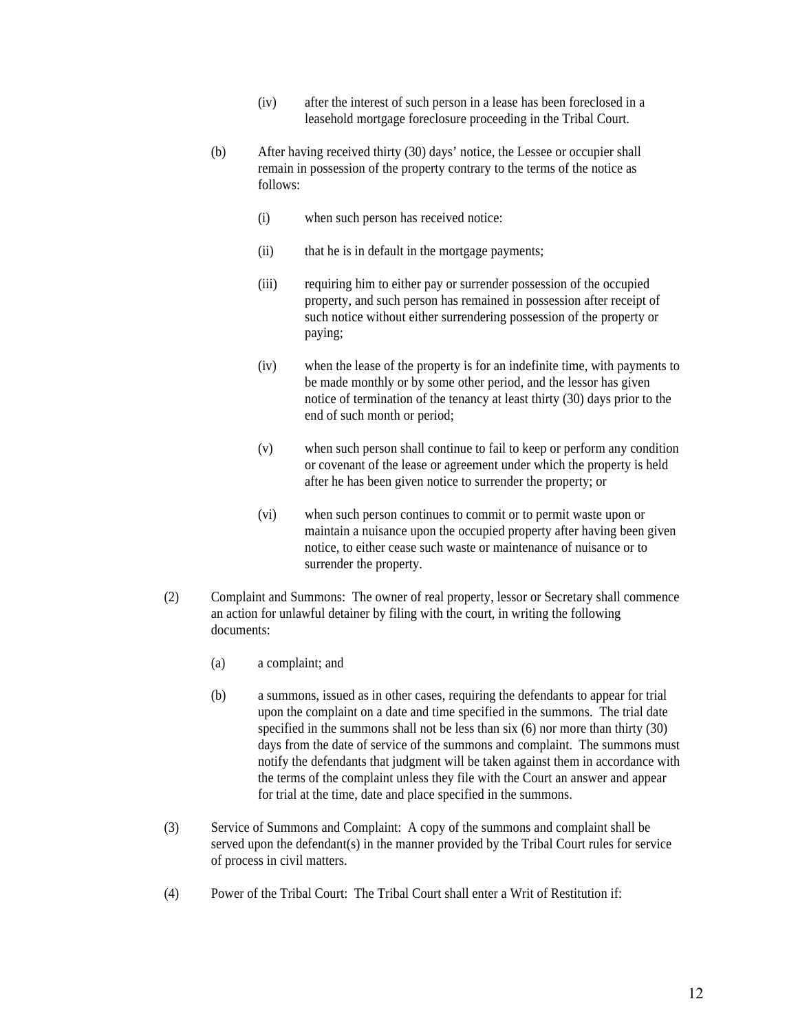(iv) after the interest of such person in a lease has been foreclosed in a leasehold mortgage foreclosure proceeding in the Tribal Court.

(b) After having received thirty (30) days' notice, the Lessee or occupier shall remain in possession of the property contrary to the terms of the notice as follows:

(i) when such person has received notice:

(ii) that he is in default in the mortgage payments;

(iii) requiring him to either pay or surrender possession of the occupied property, and such person has remained in possession after receipt of such notice without either surrendering possession of the property or paying;

(iv) when the lease of the property is for an indefinite time, with payments to be made monthly or by some other period, and the lessor has given notice of termination of the tenancy at least thirty (30) days prior to the end of such month or period;

(v) when such person shall continue to fail to keep or perform any condition or covenant of the lease or agreement under which the property is held after he has been given notice to surrender the property; or

(vi) when such person continues to commit or to permit waste upon or maintain a nuisance upon the occupied property after having been given notice, to either cease such waste or maintenance of nuisance or to surrender the property.

(2) Complaint and Summons: The owner of real property, lessor or Secretary shall commence an action for unlawful detainer by filing with the court, in writing the following documents:

(a) a complaint; and

(b) a summons, issued as in other cases, requiring the defendants to appear for trial upon the complaint on a date and time specified in the summons. The trial date specified in the summons shall not be less than six (6) nor more than thirty (30) days from the date of service of the summons and complaint. The summons must notify the defendants that judgment will be taken against them in accordance with the terms of the complaint unless they file with the Court an answer and appear for trial at the time, date and place specified in the summons.

(3) Service of Summons and Complaint: A copy of the summons and complaint shall be served upon the defendant(s) in the manner provided by the Tribal Court rules for service of process in civil matters.

(4) Power of the Tribal Court: The Tribal Court shall enter a Writ of Restitution if: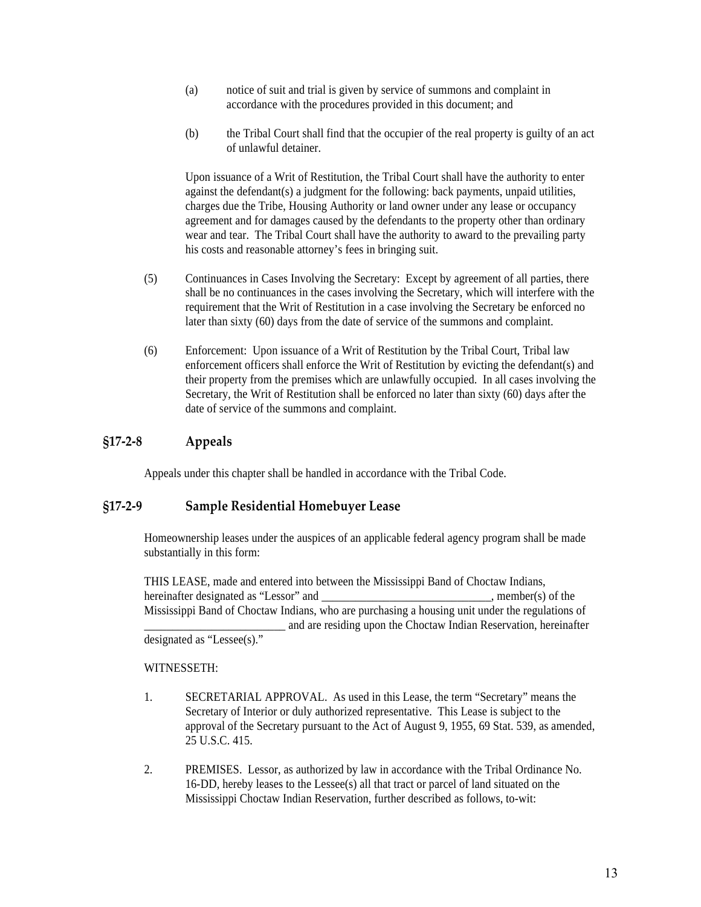(a) notice of suit and trial is given by service of summons and complaint in accordance with the procedures provided in this document; and

(b) the Tribal Court shall find that the occupier of the real property is guilty of an act of unlawful detainer.

Upon issuance of a Writ of Restitution, the Tribal Court shall have the authority to enter against the defendant(s) a judgment for the following: back payments, unpaid utilities, charges due the Tribe, Housing Authority or land owner under any lease or occupancy agreement and for damages caused by the defendants to the property other than ordinary wear and tear. The Tribal Court shall have the authority to award to the prevailing party his costs and reasonable attorney's fees in bringing suit.

(5) Continuances in Cases Involving the Secretary: Except by agreement of all parties, there shall be no continuances in the cases involving the Secretary, which will interfere with the requirement that the Writ of Restitution in a case involving the Secretary be enforced no later than sixty (60) days from the date of service of the summons and complaint.

(6) Enforcement: Upon issuance of a Writ of Restitution by the Tribal Court, Tribal law enforcement officers shall enforce the Writ of Restitution by evicting the defendant(s) and their property from the premises which are unlawfully occupied. In all cases involving the Secretary, the Writ of Restitution shall be enforced no later than sixty (60) days after the date of service of the summons and complaint.

## §17-2-8 Appeals

Appeals under this chapter shall be handled in accordance with the Tribal Code.

## §17-2-9 Sample Residential Homebuyer Lease

Homeownership leases under the auspices of an applicable federal agency program shall be made substantially in this form:

THIS LEASE, made and entered into between the Mississippi Band of Choctaw Indians, hereinafter designated as "Lessor" and ______________________________, member(s) of the Mississippi Band of Choctaw Indians, who are purchasing a housing unit under the regulations of _________________________ and are residing upon the Choctaw Indian Reservation, hereinafter designated as "Lessee(s)."

WITNESSETH:

1. SECRETARIAL APPROVAL. As used in this Lease, the term "Secretary" means the Secretary of Interior or duly authorized representative. This Lease is subject to the approval of the Secretary pursuant to the Act of August 9, 1955, 69 Stat. 539, as amended, 25 U.S.C. 415.

2. PREMISES. Lessor, as authorized by law in accordance with the Tribal Ordinance No. 16-DD, hereby leases to the Lessee(s) all that tract or parcel of land situated on the Mississippi Choctaw Indian Reservation, further described as follows, to-wit: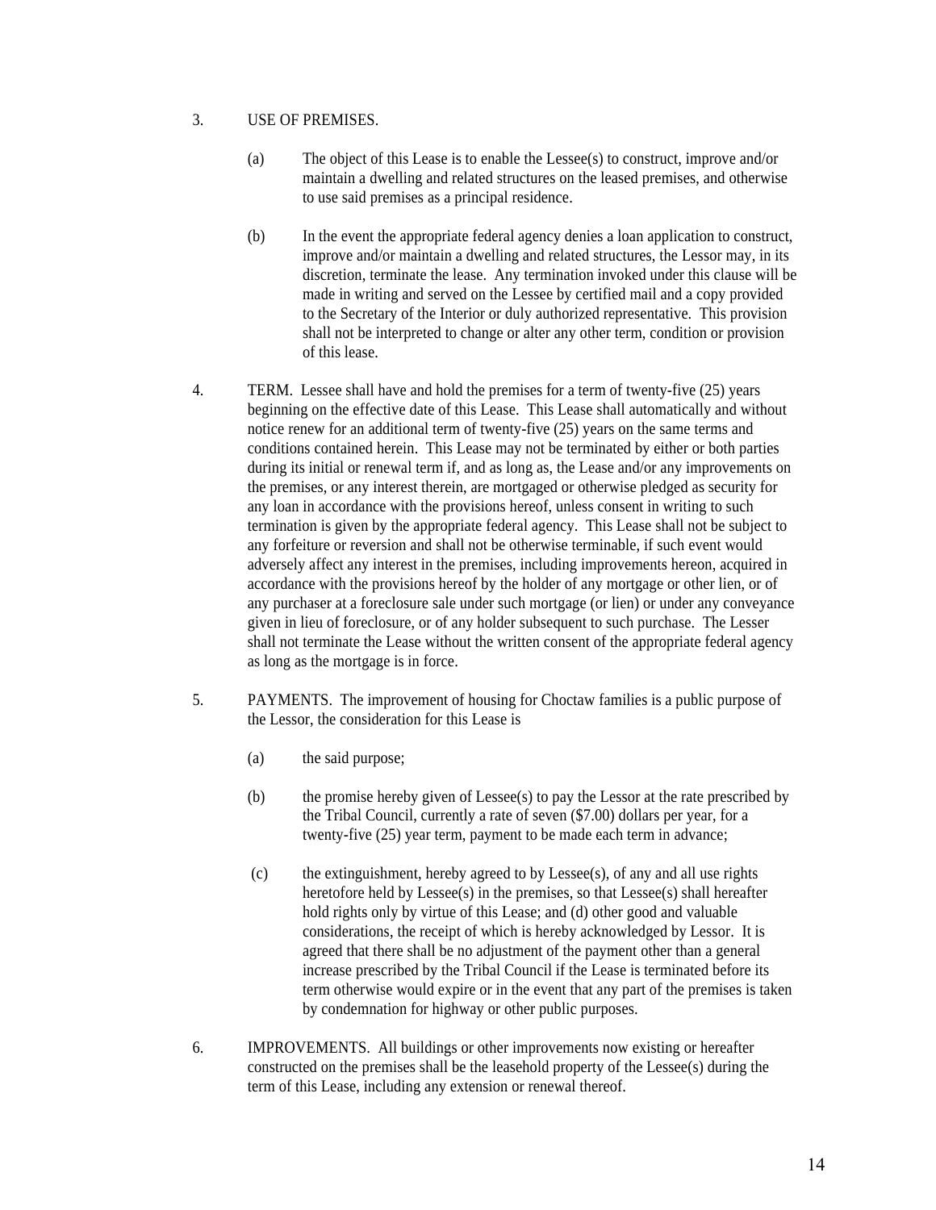3. USE OF PREMISES.

   (a) The object of this Lease is to enable the Lessee(s) to construct, improve and/or maintain a dwelling and related structures on the leased premises, and otherwise to use said premises as a principal residence.

   (b) In the event the appropriate federal agency denies a loan application to construct, improve and/or maintain a dwelling and related structures, the Lessor may, in its discretion, terminate the lease. Any termination invoked under this clause will be made in writing and served on the Lessee by certified mail and a copy provided to the Secretary of the Interior or duly authorized representative. This provision shall not be interpreted to change or alter any other term, condition or provision of this lease.

4. TERM. Lessee shall have and hold the premises for a term of twenty-five (25) years beginning on the effective date of this Lease. This Lease shall automatically and without notice renew for an additional term of twenty-five (25) years on the same terms and conditions contained herein. This Lease may not be terminated by either or both parties during its initial or renewal term if, and as long as, the Lease and/or any improvements on the premises, or any interest therein, are mortgaged or otherwise pledged as security for any loan in accordance with the provisions hereof, unless consent in writing to such termination is given by the appropriate federal agency. This Lease shall not be subject to any forfeiture or reversion and shall not be otherwise terminable, if such event would adversely affect any interest in the premises, including improvements hereon, acquired in accordance with the provisions hereof by the holder of any mortgage or other lien, or of any purchaser at a foreclosure sale under such mortgage (or lien) or under any conveyance given in lieu of foreclosure, or of any holder subsequent to such purchase. The Lesser shall not terminate the Lease without the written consent of the appropriate federal agency as long as the mortgage is in force.

5. PAYMENTS. The improvement of housing for Choctaw families is a public purpose of the Lessor, the consideration for this Lease is

   (a) the said purpose;

   (b) the promise hereby given of Lessee(s) to pay the Lessor at the rate prescribed by the Tribal Council, currently a rate of seven ($7.00) dollars per year, for a twenty-five (25) year term, payment to be made each term in advance;

   (c) the extinguishment, hereby agreed to by Lessee(s), of any and all use rights heretofore held by Lessee(s) in the premises, so that Lessee(s) shall hereafter hold rights only by virtue of this Lease; and (d) other good and valuable considerations, the receipt of which is hereby acknowledged by Lessor. It is agreed that there shall be no adjustment of the payment other than a general increase prescribed by the Tribal Council if the Lease is terminated before its term otherwise would expire or in the event that any part of the premises is taken by condemnation for highway or other public purposes.

6. IMPROVEMENTS. All buildings or other improvements now existing or hereafter constructed on the premises shall be the leasehold property of the Lessee(s) during the term of this Lease, including any extension or renewal thereof.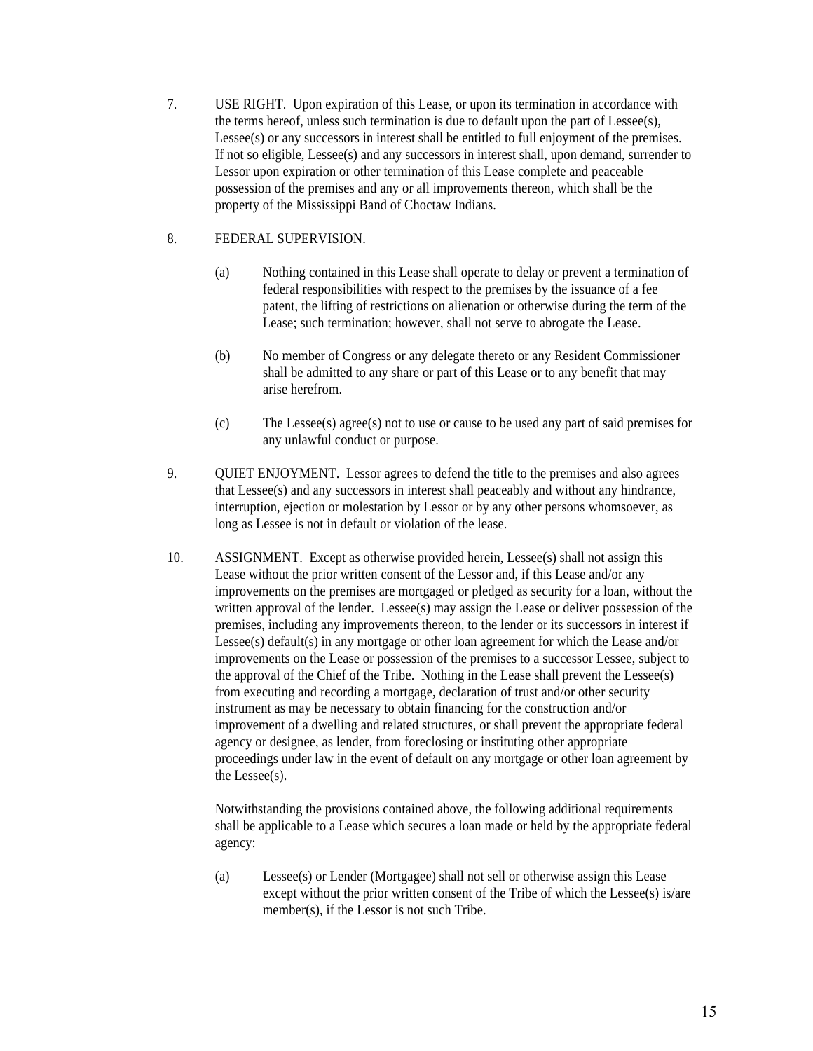7. USE RIGHT. Upon expiration of this Lease, or upon its termination in accordance with the terms hereof, unless such termination is due to default upon the part of Lessee(s), Lessee(s) or any successors in interest shall be entitled to full enjoyment of the premises. If not so eligible, Lessee(s) and any successors in interest shall, upon demand, surrender to Lessor upon expiration or other termination of this Lease complete and peaceable possession of the premises and any or all improvements thereon, which shall be the property of the Mississippi Band of Choctaw Indians.

8. FEDERAL SUPERVISION.

   (a) Nothing contained in this Lease shall operate to delay or prevent a termination of federal responsibilities with respect to the premises by the issuance of a fee patent, the lifting of restrictions on alienation or otherwise during the term of the Lease; such termination; however, shall not serve to abrogate the Lease.

   (b) No member of Congress or any delegate thereto or any Resident Commissioner shall be admitted to any share or part of this Lease or to any benefit that may arise herefrom.

   (c) The Lessee(s) agree(s) not to use or cause to be used any part of said premises for any unlawful conduct or purpose.

9. QUIET ENJOYMENT. Lessor agrees to defend the title to the premises and also agrees that Lessee(s) and any successors in interest shall peaceably and without any hindrance, interruption, ejection or molestation by Lessor or by any other persons whomsoever, as long as Lessee is not in default or violation of the lease.

10. ASSIGNMENT. Except as otherwise provided herein, Lessee(s) shall not assign this Lease without the prior written consent of the Lessor and, if this Lease and/or any improvements on the premises are mortgaged or pledged as security for a loan, without the written approval of the lender. Lessee(s) may assign the Lease or deliver possession of the premises, including any improvements thereon, to the lender or its successors in interest if Lessee(s) default(s) in any mortgage or other loan agreement for which the Lease and/or improvements on the Lease or possession of the premises to a successor Lessee, subject to the approval of the Chief of the Tribe. Nothing in the Lease shall prevent the Lessee(s) from executing and recording a mortgage, declaration of trust and/or other security instrument as may be necessary to obtain financing for the construction and/or improvement of a dwelling and related structures, or shall prevent the appropriate federal agency or designee, as lender, from foreclosing or instituting other appropriate proceedings under law in the event of default on any mortgage or other loan agreement by the Lessee(s).

   Notwithstanding the provisions contained above, the following additional requirements shall be applicable to a Lease which secures a loan made or held by the appropriate federal agency:

   (a) Lessee(s) or Lender (Mortgagee) shall not sell or otherwise assign this Lease except without the prior written consent of the Tribe of which the Lessee(s) is/are member(s), if the Lessor is not such Tribe.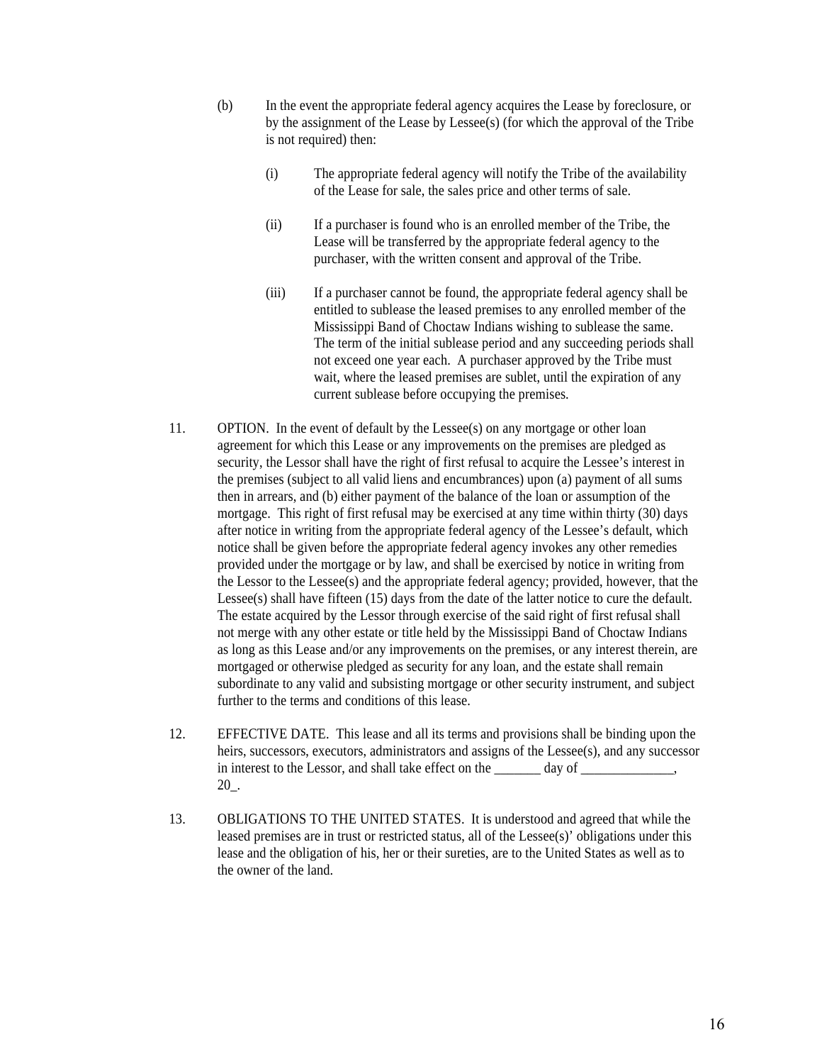(b) In the event the appropriate federal agency acquires the Lease by foreclosure, or by the assignment of the Lease by Lessee(s) (for which the approval of the Tribe is not required) then:

  (i) The appropriate federal agency will notify the Tribe of the availability of the Lease for sale, the sales price and other terms of sale.

  (ii) If a purchaser is found who is an enrolled member of the Tribe, the Lease will be transferred by the appropriate federal agency to the purchaser, with the written consent and approval of the Tribe.

  (iii) If a purchaser cannot be found, the appropriate federal agency shall be entitled to sublease the leased premises to any enrolled member of the Mississippi Band of Choctaw Indians wishing to sublease the same. The term of the initial sublease period and any succeeding periods shall not exceed one year each. A purchaser approved by the Tribe must wait, where the leased premises are sublet, until the expiration of any current sublease before occupying the premises.

11. OPTION. In the event of default by the Lessee(s) on any mortgage or other loan agreement for which this Lease or any improvements on the premises are pledged as security, the Lessor shall have the right of first refusal to acquire the Lessee's interest in the premises (subject to all valid liens and encumbrances) upon (a) payment of all sums then in arrears, and (b) either payment of the balance of the loan or assumption of the mortgage. This right of first refusal may be exercised at any time within thirty (30) days after notice in writing from the appropriate federal agency of the Lessee's default, which notice shall be given before the appropriate federal agency invokes any other remedies provided under the mortgage or by law, and shall be exercised by notice in writing from the Lessor to the Lessee(s) and the appropriate federal agency; provided, however, that the Lessee(s) shall have fifteen (15) days from the date of the latter notice to cure the default. The estate acquired by the Lessor through exercise of the said right of first refusal shall not merge with any other estate or title held by the Mississippi Band of Choctaw Indians as long as this Lease and/or any improvements on the premises, or any interest therein, are mortgaged or otherwise pledged as security for any loan, and the estate shall remain subordinate to any valid and subsisting mortgage or other security instrument, and subject further to the terms and conditions of this lease.

12. EFFECTIVE DATE. This lease and all its terms and provisions shall be binding upon the heirs, successors, executors, administrators and assigns of the Lessee(s), and any successor in interest to the Lessor, and shall take effect on the _______ day of ______________, 20_.

13. OBLIGATIONS TO THE UNITED STATES. It is understood and agreed that while the leased premises are in trust or restricted status, all of the Lessee(s)' obligations under this lease and the obligation of his, her or their sureties, are to the United States as well as to the owner of the land.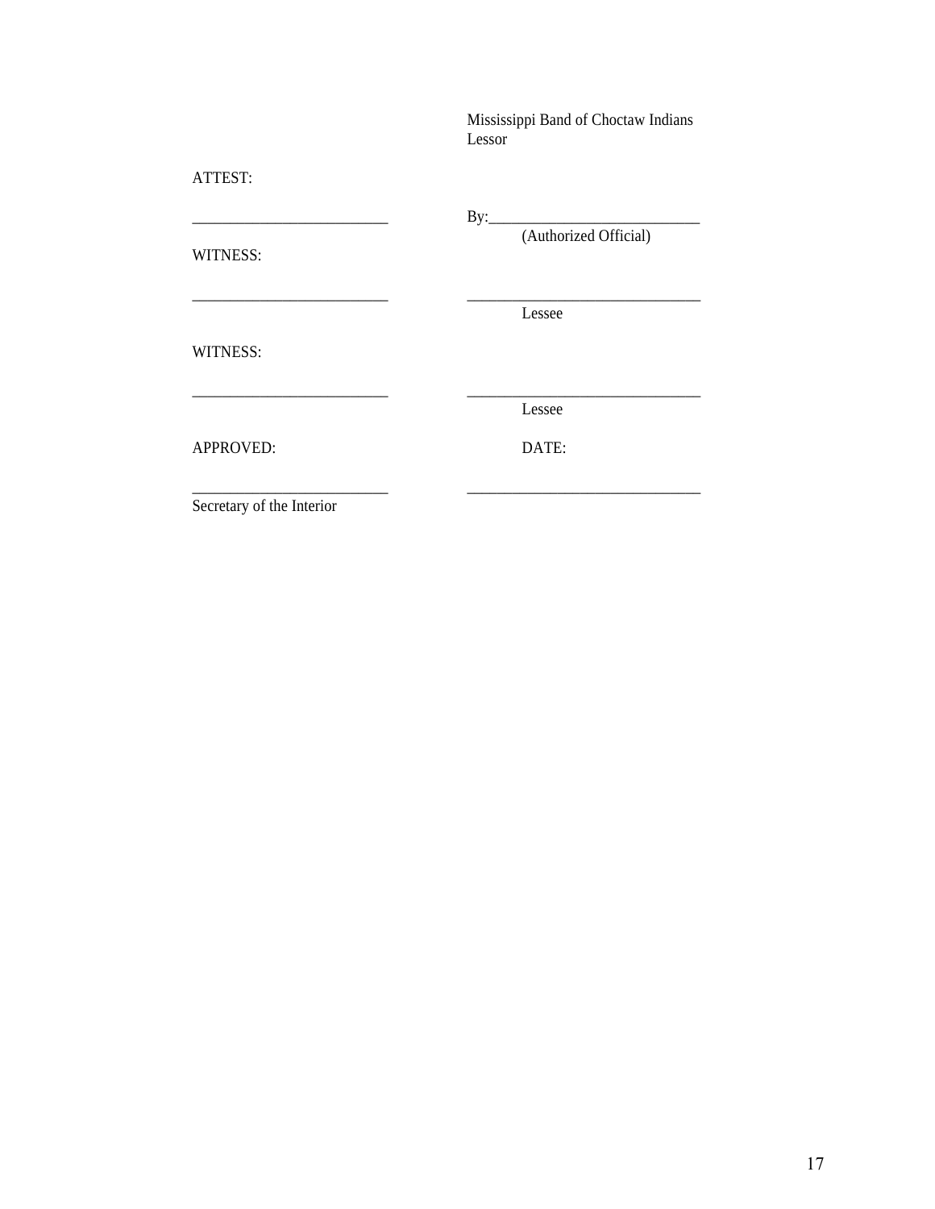Mississippi Band of Choctaw Indians
Lessor

ATTEST:

| | |
|---|---|
| ___________________________ | By:___________________________ |
| | (Authorized Official) |
| WITNESS: | |
| ___________________________ | _______________________________ |
| | Lessee |
| WITNESS: | |
| ___________________________ | _______________________________ |
| | Lessee |
| APPROVED: | DATE: |
| ___________________________ | _______________________________ |
| Secretary of the Interior | |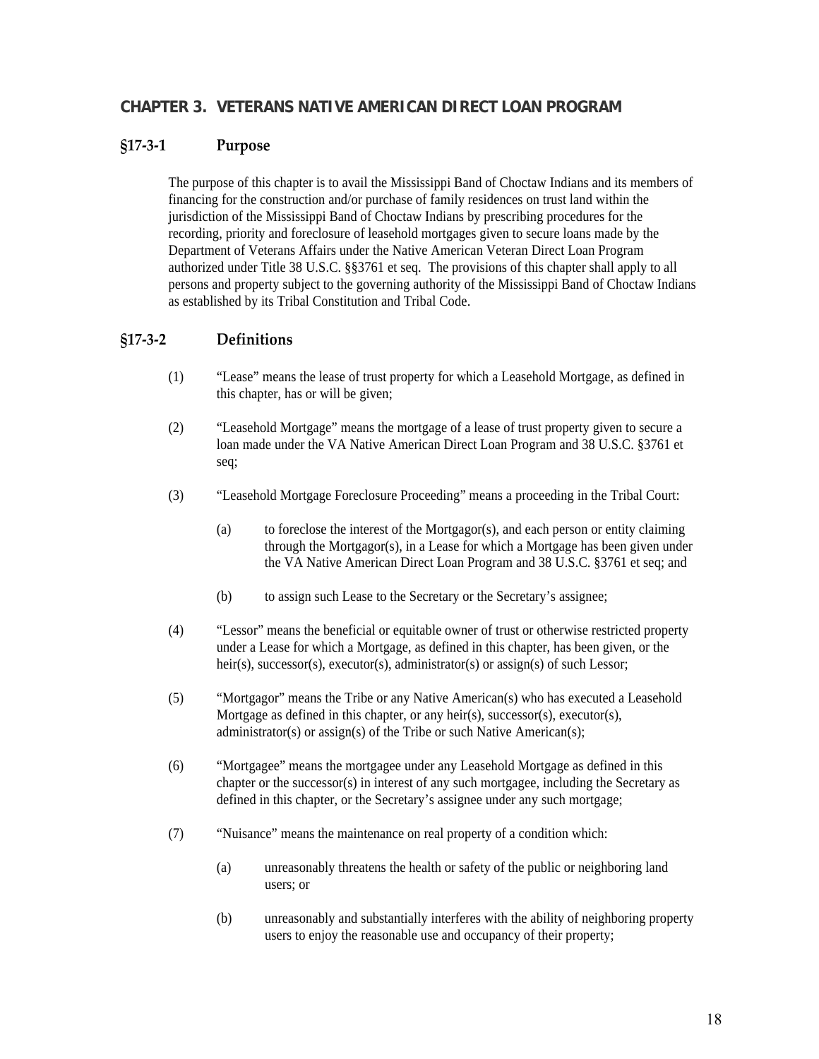## CHAPTER 3. VETERANS NATIVE AMERICAN DIRECT LOAN PROGRAM

### §17-3-1 Purpose

The purpose of this chapter is to avail the Mississippi Band of Choctaw Indians and its members of financing for the construction and/or purchase of family residences on trust land within the jurisdiction of the Mississippi Band of Choctaw Indians by prescribing procedures for the recording, priority and foreclosure of leasehold mortgages given to secure loans made by the Department of Veterans Affairs under the Native American Veteran Direct Loan Program authorized under Title 38 U.S.C. §§3761 et seq. The provisions of this chapter shall apply to all persons and property subject to the governing authority of the Mississippi Band of Choctaw Indians as established by its Tribal Constitution and Tribal Code.

### §17-3-2 Definitions

(1) "Lease" means the lease of trust property for which a Leasehold Mortgage, as defined in this chapter, has or will be given;

(2) "Leasehold Mortgage" means the mortgage of a lease of trust property given to secure a loan made under the VA Native American Direct Loan Program and 38 U.S.C. §3761 et seq;

(3) "Leasehold Mortgage Foreclosure Proceeding" means a proceeding in the Tribal Court:

(a) to foreclose the interest of the Mortgagor(s), and each person or entity claiming through the Mortgagor(s), in a Lease for which a Mortgage has been given under the VA Native American Direct Loan Program and 38 U.S.C. §3761 et seq; and

(b) to assign such Lease to the Secretary or the Secretary's assignee;

(4) "Lessor" means the beneficial or equitable owner of trust or otherwise restricted property under a Lease for which a Mortgage, as defined in this chapter, has been given, or the heir(s), successor(s), executor(s), administrator(s) or assign(s) of such Lessor;

(5) "Mortgagor" means the Tribe or any Native American(s) who has executed a Leasehold Mortgage as defined in this chapter, or any heir(s), successor(s), executor(s), administrator(s) or assign(s) of the Tribe or such Native American(s);

(6) "Mortgagee" means the mortgagee under any Leasehold Mortgage as defined in this chapter or the successor(s) in interest of any such mortgagee, including the Secretary as defined in this chapter, or the Secretary's assignee under any such mortgage;

(7) "Nuisance" means the maintenance on real property of a condition which:

(a) unreasonably threatens the health or safety of the public or neighboring land users; or

(b) unreasonably and substantially interferes with the ability of neighboring property users to enjoy the reasonable use and occupancy of their property;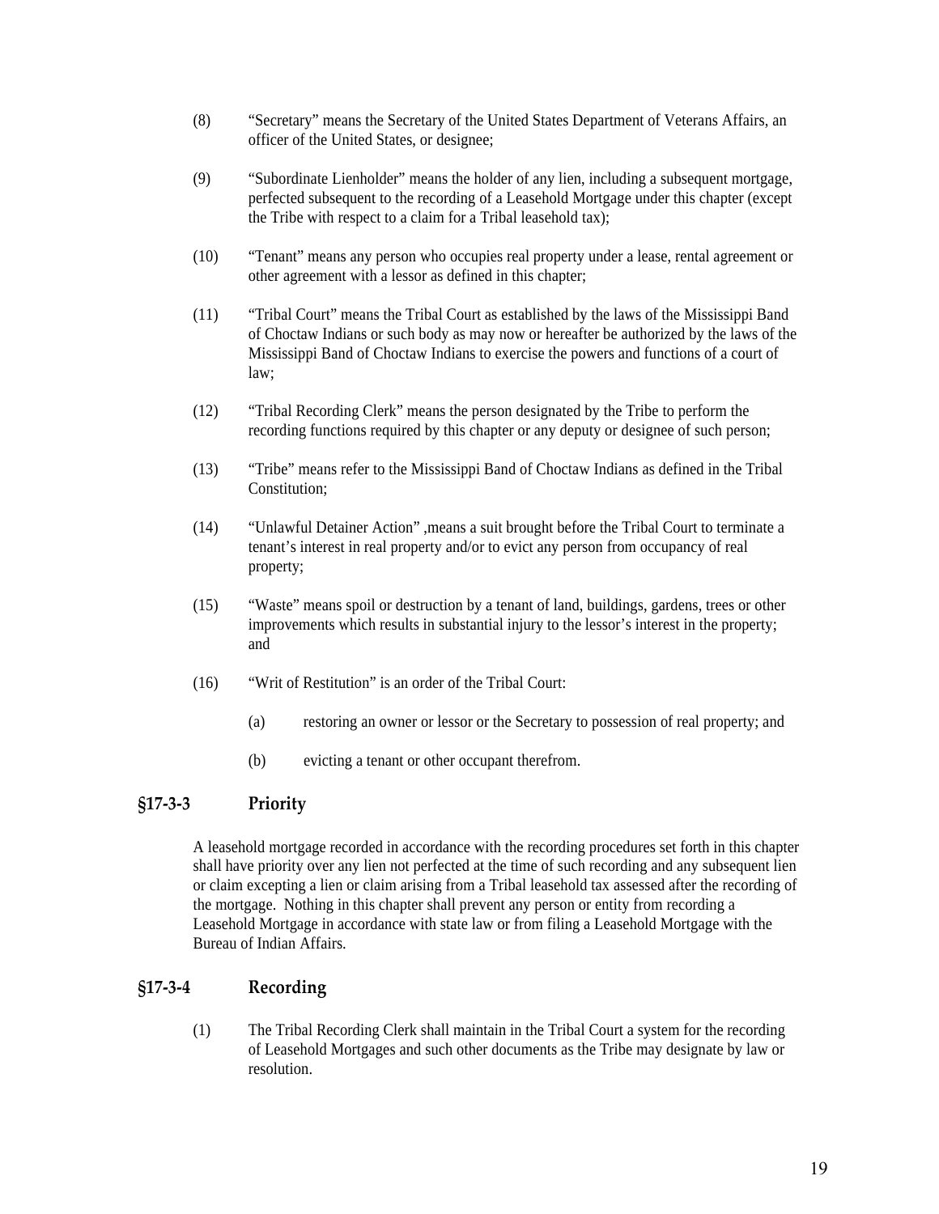(8) “Secretary” means the Secretary of the United States Department of Veterans Affairs, an officer of the United States, or designee;

(9) “Subordinate Lienholder” means the holder of any lien, including a subsequent mortgage, perfected subsequent to the recording of a Leasehold Mortgage under this chapter (except the Tribe with respect to a claim for a Tribal leasehold tax);

(10) “Tenant” means any person who occupies real property under a lease, rental agreement or other agreement with a lessor as defined in this chapter;

(11) “Tribal Court” means the Tribal Court as established by the laws of the Mississippi Band of Choctaw Indians or such body as may now or hereafter be authorized by the laws of the Mississippi Band of Choctaw Indians to exercise the powers and functions of a court of law;

(12) “Tribal Recording Clerk” means the person designated by the Tribe to perform the recording functions required by this chapter or any deputy or designee of such person;

(13) “Tribe” means refer to the Mississippi Band of Choctaw Indians as defined in the Tribal Constitution;

(14) “Unlawful Detainer Action” ,means a suit brought before the Tribal Court to terminate a tenant’s interest in real property and/or to evict any person from occupancy of real property;

(15) “Waste” means spoil or destruction by a tenant of land, buildings, gardens, trees or other improvements which results in substantial injury to the lessor’s interest in the property; and

(16) “Writ of Restitution” is an order of the Tribal Court:

(a) restoring an owner or lessor or the Secretary to possession of real property; and

(b) evicting a tenant or other occupant therefrom.

## §17-3-3 Priority

A leasehold mortgage recorded in accordance with the recording procedures set forth in this chapter shall have priority over any lien not perfected at the time of such recording and any subsequent lien or claim excepting a lien or claim arising from a Tribal leasehold tax assessed after the recording of the mortgage. Nothing in this chapter shall prevent any person or entity from recording a Leasehold Mortgage in accordance with state law or from filing a Leasehold Mortgage with the Bureau of Indian Affairs.

## §17-3-4 Recording

(1) The Tribal Recording Clerk shall maintain in the Tribal Court a system for the recording of Leasehold Mortgages and such other documents as the Tribe may designate by law or resolution.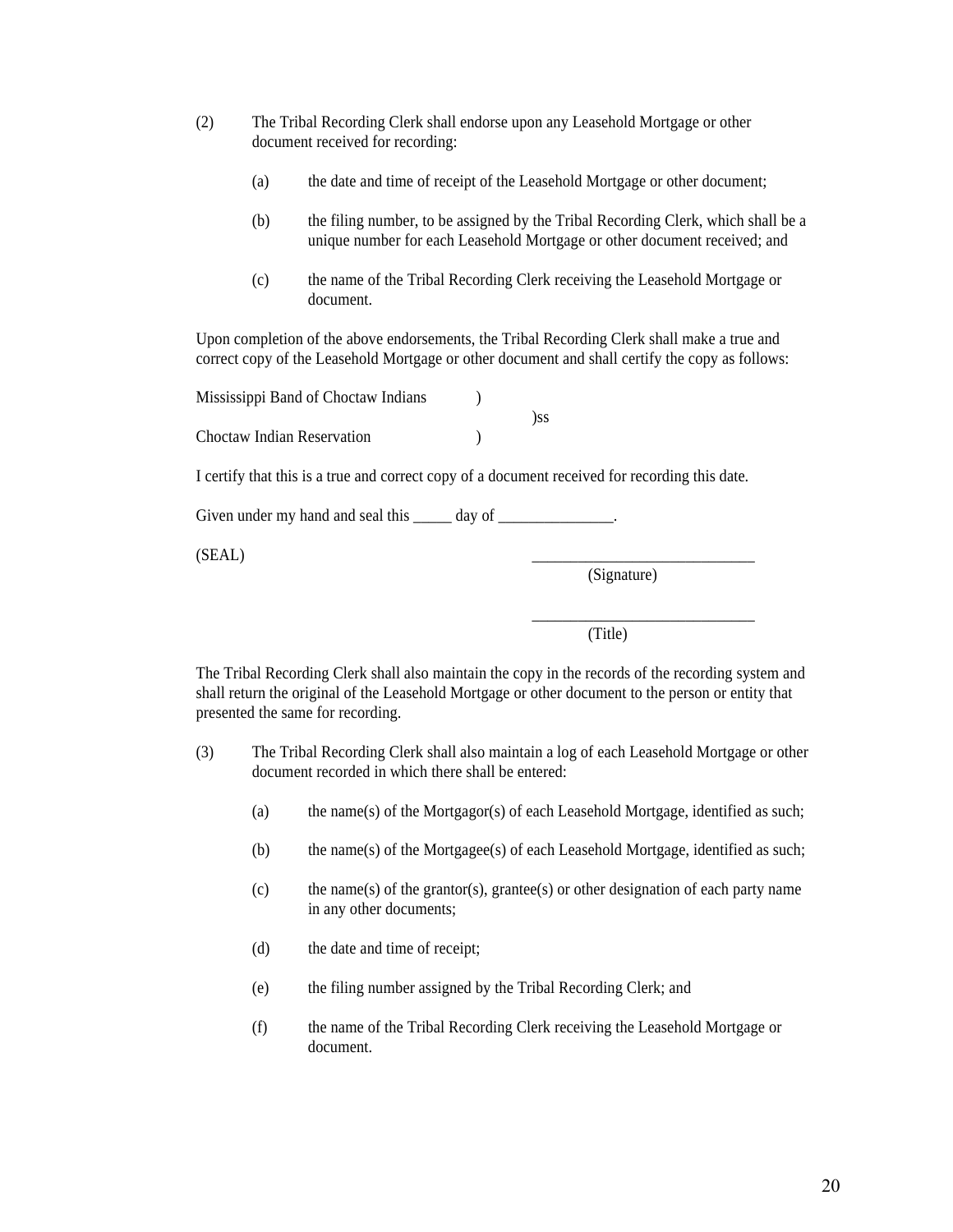(2) The Tribal Recording Clerk shall endorse upon any Leasehold Mortgage or other document received for recording:

   (a) the date and time of receipt of the Leasehold Mortgage or other document;

   (b) the filing number, to be assigned by the Tribal Recording Clerk, which shall be a unique number for each Leasehold Mortgage or other document received; and

   (c) the name of the Tribal Recording Clerk receiving the Leasehold Mortgage or document.

Upon completion of the above endorsements, the Tribal Recording Clerk shall make a true and correct copy of the Leasehold Mortgage or other document and shall certify the copy as follows:

Mississippi Band of Choctaw Indians )
)ss
Choctaw Indian Reservation )

I certify that this is a true and correct copy of a document received for recording this date.

Given under my hand and seal this _____ day of _______________.

(SEAL) _____________________________
(Signature)

_____________________________
(Title)

The Tribal Recording Clerk shall also maintain the copy in the records of the recording system and shall return the original of the Leasehold Mortgage or other document to the person or entity that presented the same for recording.

(3) The Tribal Recording Clerk shall also maintain a log of each Leasehold Mortgage or other document recorded in which there shall be entered:

   (a) the name(s) of the Mortgagor(s) of each Leasehold Mortgage, identified as such;

   (b) the name(s) of the Mortgagee(s) of each Leasehold Mortgage, identified as such;

   (c) the name(s) of the grantor(s), grantee(s) or other designation of each party name in any other documents;

   (d) the date and time of receipt;

   (e) the filing number assigned by the Tribal Recording Clerk; and

   (f) the name of the Tribal Recording Clerk receiving the Leasehold Mortgage or document.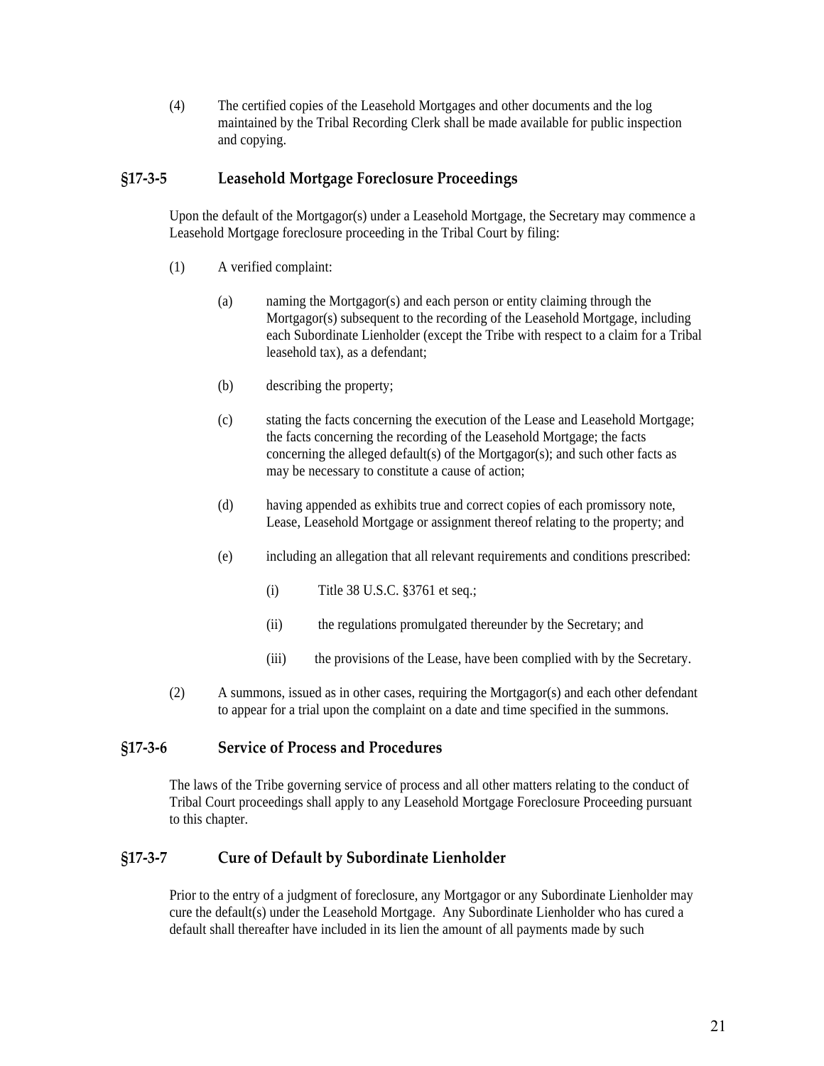(4) The certified copies of the Leasehold Mortgages and other documents and the log maintained by the Tribal Recording Clerk shall be made available for public inspection and copying.

### §17-3-5 Leasehold Mortgage Foreclosure Proceedings

Upon the default of the Mortgagor(s) under a Leasehold Mortgage, the Secretary may commence a Leasehold Mortgage foreclosure proceeding in the Tribal Court by filing:

(1) A verified complaint:

(a) naming the Mortgagor(s) and each person or entity claiming through the Mortgagor(s) subsequent to the recording of the Leasehold Mortgage, including each Subordinate Lienholder (except the Tribe with respect to a claim for a Tribal leasehold tax), as a defendant;

(b) describing the property;

(c) stating the facts concerning the execution of the Lease and Leasehold Mortgage; the facts concerning the recording of the Leasehold Mortgage; the facts concerning the alleged default(s) of the Mortgagor(s); and such other facts as may be necessary to constitute a cause of action;

(d) having appended as exhibits true and correct copies of each promissory note, Lease, Leasehold Mortgage or assignment thereof relating to the property; and

(e) including an allegation that all relevant requirements and conditions prescribed:

(i) Title 38 U.S.C. §3761 et seq.;

(ii) the regulations promulgated thereunder by the Secretary; and

(iii) the provisions of the Lease, have been complied with by the Secretary.

(2) A summons, issued as in other cases, requiring the Mortgagor(s) and each other defendant to appear for a trial upon the complaint on a date and time specified in the summons.

### §17-3-6 Service of Process and Procedures

The laws of the Tribe governing service of process and all other matters relating to the conduct of Tribal Court proceedings shall apply to any Leasehold Mortgage Foreclosure Proceeding pursuant to this chapter.

### §17-3-7 Cure of Default by Subordinate Lienholder

Prior to the entry of a judgment of foreclosure, any Mortgagor or any Subordinate Lienholder may cure the default(s) under the Leasehold Mortgage. Any Subordinate Lienholder who has cured a default shall thereafter have included in its lien the amount of all payments made by such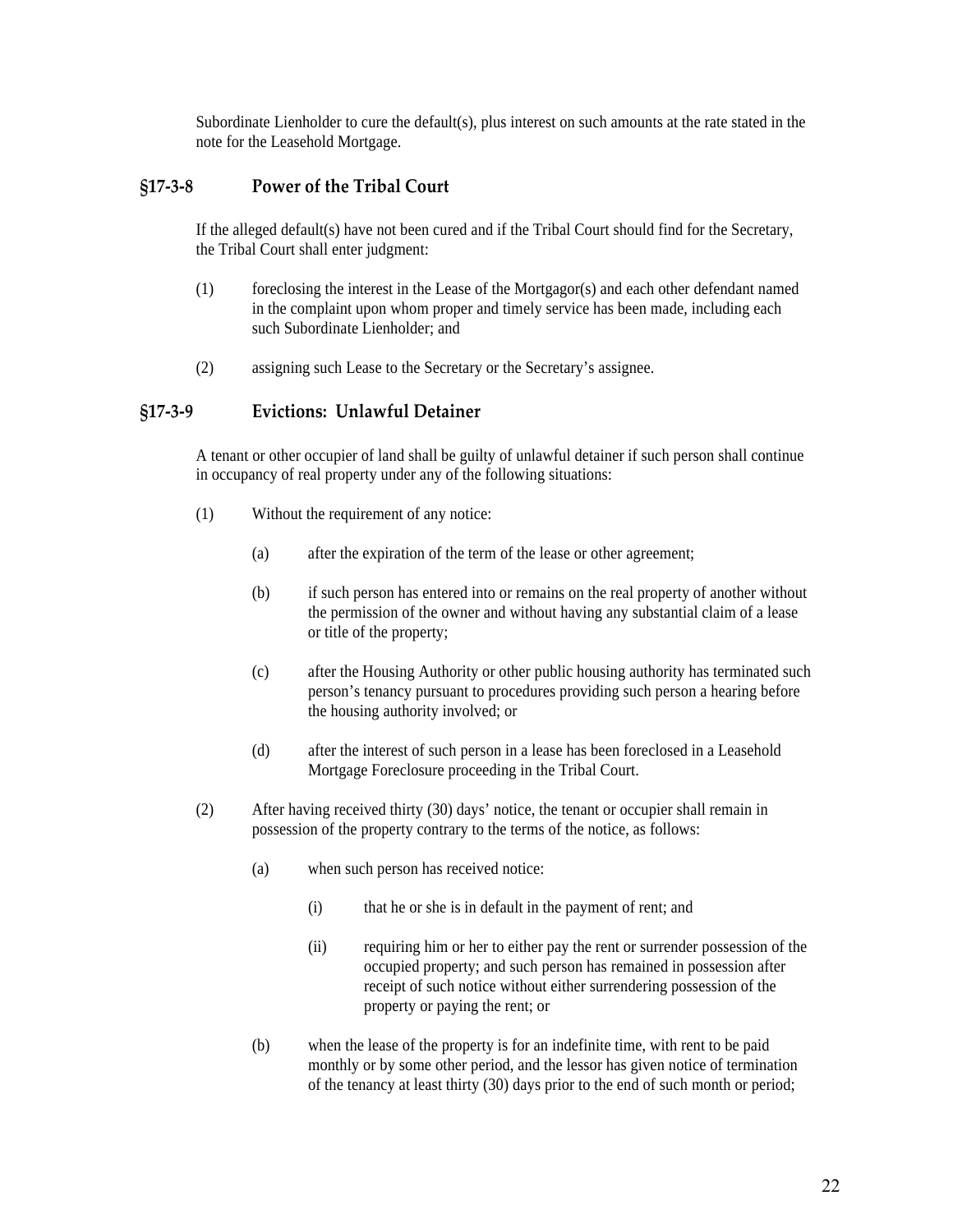Subordinate Lienholder to cure the default(s), plus interest on such amounts at the rate stated in the note for the Leasehold Mortgage.

### §17-3-8 Power of the Tribal Court

If the alleged default(s) have not been cured and if the Tribal Court should find for the Secretary, the Tribal Court shall enter judgment:

(1) foreclosing the interest in the Lease of the Mortgagor(s) and each other defendant named in the complaint upon whom proper and timely service has been made, including each such Subordinate Lienholder; and

(2) assigning such Lease to the Secretary or the Secretary's assignee.

### §17-3-9 Evictions: Unlawful Detainer

A tenant or other occupier of land shall be guilty of unlawful detainer if such person shall continue in occupancy of real property under any of the following situations:

(1) Without the requirement of any notice:

(a) after the expiration of the term of the lease or other agreement;

(b) if such person has entered into or remains on the real property of another without the permission of the owner and without having any substantial claim of a lease or title of the property;

(c) after the Housing Authority or other public housing authority has terminated such person's tenancy pursuant to procedures providing such person a hearing before the housing authority involved; or

(d) after the interest of such person in a lease has been foreclosed in a Leasehold Mortgage Foreclosure proceeding in the Tribal Court.

(2) After having received thirty (30) days' notice, the tenant or occupier shall remain in possession of the property contrary to the terms of the notice, as follows:

(a) when such person has received notice:

(i) that he or she is in default in the payment of rent; and

(ii) requiring him or her to either pay the rent or surrender possession of the occupied property; and such person has remained in possession after receipt of such notice without either surrendering possession of the property or paying the rent; or

(b) when the lease of the property is for an indefinite time, with rent to be paid monthly or by some other period, and the lessor has given notice of termination of the tenancy at least thirty (30) days prior to the end of such month or period;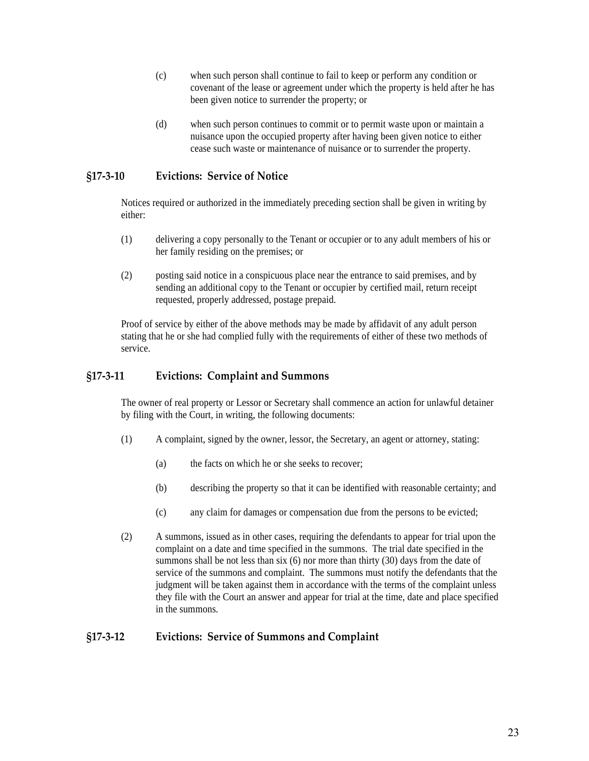(c) when such person shall continue to fail to keep or perform any condition or covenant of the lease or agreement under which the property is held after he has been given notice to surrender the property; or

(d) when such person continues to commit or to permit waste upon or maintain a nuisance upon the occupied property after having been given notice to either cease such waste or maintenance of nuisance or to surrender the property.

## §17-3-10 Evictions: Service of Notice

Notices required or authorized in the immediately preceding section shall be given in writing by either:

(1) delivering a copy personally to the Tenant or occupier or to any adult members of his or her family residing on the premises; or

(2) posting said notice in a conspicuous place near the entrance to said premises, and by sending an additional copy to the Tenant or occupier by certified mail, return receipt requested, properly addressed, postage prepaid.

Proof of service by either of the above methods may be made by affidavit of any adult person stating that he or she had complied fully with the requirements of either of these two methods of service.

## §17-3-11 Evictions: Complaint and Summons

The owner of real property or Lessor or Secretary shall commence an action for unlawful detainer by filing with the Court, in writing, the following documents:

(1) A complaint, signed by the owner, lessor, the Secretary, an agent or attorney, stating:

  (a) the facts on which he or she seeks to recover;

  (b) describing the property so that it can be identified with reasonable certainty; and

  (c) any claim for damages or compensation due from the persons to be evicted;

(2) A summons, issued as in other cases, requiring the defendants to appear for trial upon the complaint on a date and time specified in the summons. The trial date specified in the summons shall be not less than six (6) nor more than thirty (30) days from the date of service of the summons and complaint. The summons must notify the defendants that the judgment will be taken against them in accordance with the terms of the complaint unless they file with the Court an answer and appear for trial at the time, date and place specified in the summons.

## §17-3-12 Evictions: Service of Summons and Complaint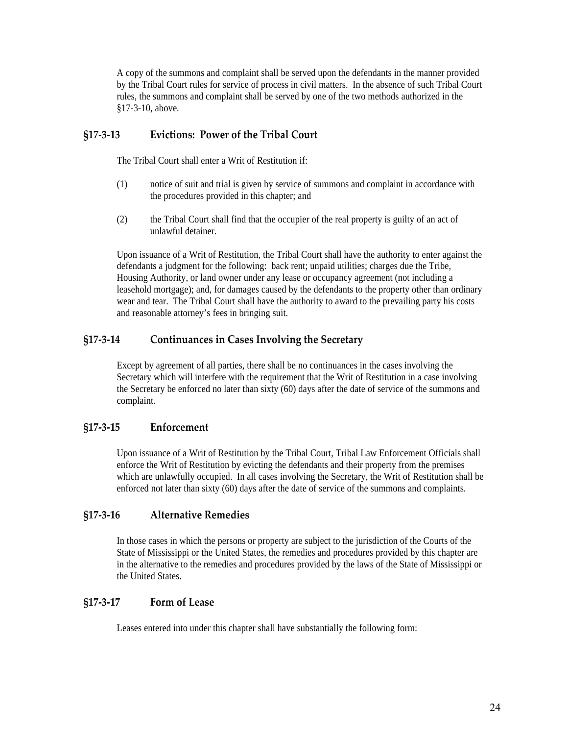A copy of the summons and complaint shall be served upon the defendants in the manner provided by the Tribal Court rules for service of process in civil matters. In the absence of such Tribal Court rules, the summons and complaint shall be served by one of the two methods authorized in the §17-3-10, above.

### §17-3-13 Evictions: Power of the Tribal Court

The Tribal Court shall enter a Writ of Restitution if:

(1) notice of suit and trial is given by service of summons and complaint in accordance with the procedures provided in this chapter; and

(2) the Tribal Court shall find that the occupier of the real property is guilty of an act of unlawful detainer.

Upon issuance of a Writ of Restitution, the Tribal Court shall have the authority to enter against the defendants a judgment for the following: back rent; unpaid utilities; charges due the Tribe, Housing Authority, or land owner under any lease or occupancy agreement (not including a leasehold mortgage); and, for damages caused by the defendants to the property other than ordinary wear and tear. The Tribal Court shall have the authority to award to the prevailing party his costs and reasonable attorney's fees in bringing suit.

### §17-3-14 Continuances in Cases Involving the Secretary

Except by agreement of all parties, there shall be no continuances in the cases involving the Secretary which will interfere with the requirement that the Writ of Restitution in a case involving the Secretary be enforced no later than sixty (60) days after the date of service of the summons and complaint.

### §17-3-15 Enforcement

Upon issuance of a Writ of Restitution by the Tribal Court, Tribal Law Enforcement Officials shall enforce the Writ of Restitution by evicting the defendants and their property from the premises which are unlawfully occupied. In all cases involving the Secretary, the Writ of Restitution shall be enforced not later than sixty (60) days after the date of service of the summons and complaints.

### §17-3-16 Alternative Remedies

In those cases in which the persons or property are subject to the jurisdiction of the Courts of the State of Mississippi or the United States, the remedies and procedures provided by this chapter are in the alternative to the remedies and procedures provided by the laws of the State of Mississippi or the United States.

### §17-3-17 Form of Lease

Leases entered into under this chapter shall have substantially the following form: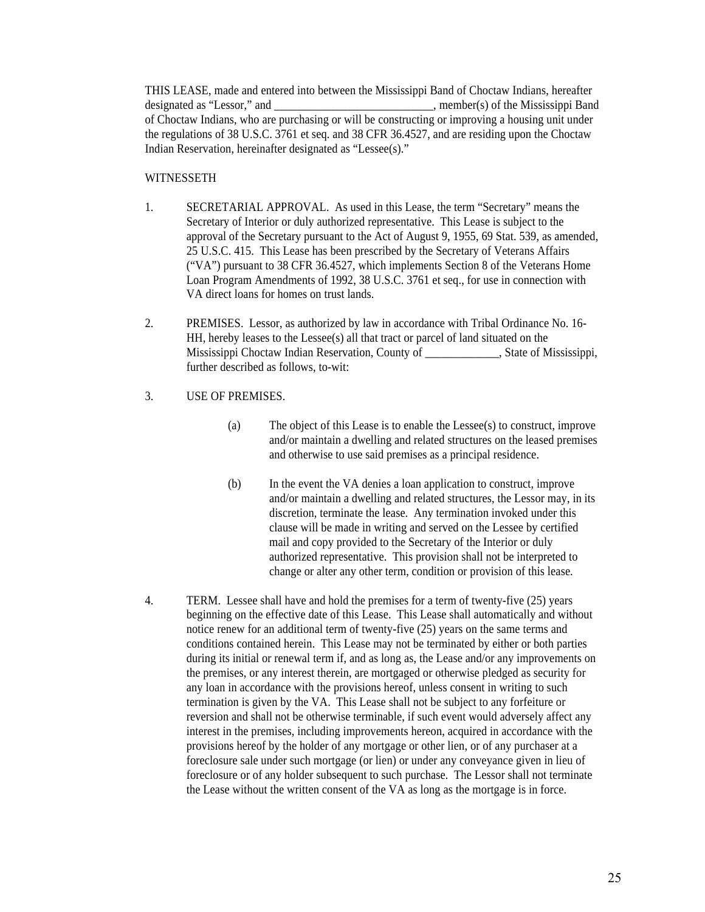THIS LEASE, made and entered into between the Mississippi Band of Choctaw Indians, hereafter designated as "Lessor," and ____________________________, member(s) of the Mississippi Band of Choctaw Indians, who are purchasing or will be constructing or improving a housing unit under the regulations of 38 U.S.C. 3761 et seq. and 38 CFR 36.4527, and are residing upon the Choctaw Indian Reservation, hereinafter designated as "Lessee(s)."

WITNESSETH

1. SECRETARIAL APPROVAL. As used in this Lease, the term "Secretary" means the Secretary of Interior or duly authorized representative. This Lease is subject to the approval of the Secretary pursuant to the Act of August 9, 1955, 69 Stat. 539, as amended, 25 U.S.C. 415. This Lease has been prescribed by the Secretary of Veterans Affairs ("VA") pursuant to 38 CFR 36.4527, which implements Section 8 of the Veterans Home Loan Program Amendments of 1992, 38 U.S.C. 3761 et seq., for use in connection with VA direct loans for homes on trust lands.

2. PREMISES. Lessor, as authorized by law in accordance with Tribal Ordinance No. 16-HH, hereby leases to the Lessee(s) all that tract or parcel of land situated on the Mississippi Choctaw Indian Reservation, County of _____________, State of Mississippi, further described as follows, to-wit:

3. USE OF PREMISES.

   (a) The object of this Lease is to enable the Lessee(s) to construct, improve and/or maintain a dwelling and related structures on the leased premises and otherwise to use said premises as a principal residence.

   (b) In the event the VA denies a loan application to construct, improve and/or maintain a dwelling and related structures, the Lessor may, in its discretion, terminate the lease. Any termination invoked under this clause will be made in writing and served on the Lessee by certified mail and copy provided to the Secretary of the Interior or duly authorized representative. This provision shall not be interpreted to change or alter any other term, condition or provision of this lease.

4. TERM. Lessee shall have and hold the premises for a term of twenty-five (25) years beginning on the effective date of this Lease. This Lease shall automatically and without notice renew for an additional term of twenty-five (25) years on the same terms and conditions contained herein. This Lease may not be terminated by either or both parties during its initial or renewal term if, and as long as, the Lease and/or any improvements on the premises, or any interest therein, are mortgaged or otherwise pledged as security for any loan in accordance with the provisions hereof, unless consent in writing to such termination is given by the VA. This Lease shall not be subject to any forfeiture or reversion and shall not be otherwise terminable, if such event would adversely affect any interest in the premises, including improvements hereon, acquired in accordance with the provisions hereof by the holder of any mortgage or other lien, or of any purchaser at a foreclosure sale under such mortgage (or lien) or under any conveyance given in lieu of foreclosure or of any holder subsequent to such purchase. The Lessor shall not terminate the Lease without the written consent of the VA as long as the mortgage is in force.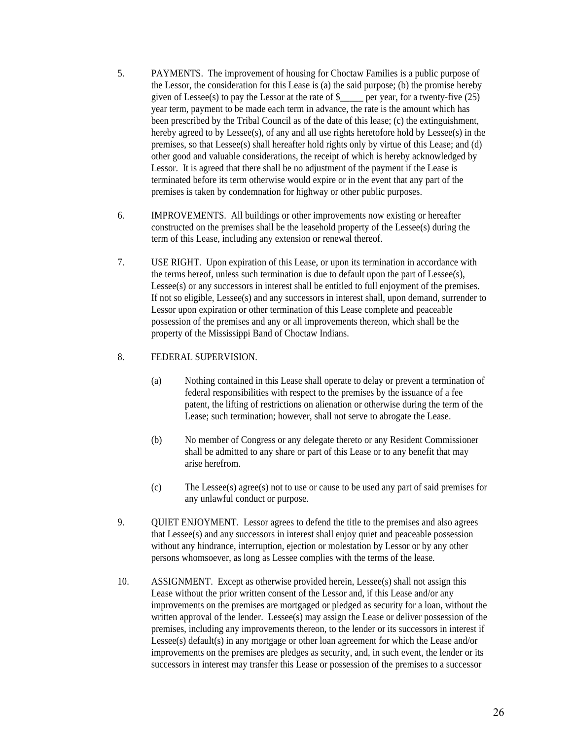5. PAYMENTS. The improvement of housing for Choctaw Families is a public purpose of the Lessor, the consideration for this Lease is (a) the said purpose; (b) the promise hereby given of Lessee(s) to pay the Lessor at the rate of $_____ per year, for a twenty-five (25) year term, payment to be made each term in advance, the rate is the amount which has been prescribed by the Tribal Council as of the date of this lease; (c) the extinguishment, hereby agreed to by Lessee(s), of any and all use rights heretofore hold by Lessee(s) in the premises, so that Lessee(s) shall hereafter hold rights only by virtue of this Lease; and (d) other good and valuable considerations, the receipt of which is hereby acknowledged by Lessor. It is agreed that there shall be no adjustment of the payment if the Lease is terminated before its term otherwise would expire or in the event that any part of the premises is taken by condemnation for highway or other public purposes.

6. IMPROVEMENTS. All buildings or other improvements now existing or hereafter constructed on the premises shall be the leasehold property of the Lessee(s) during the term of this Lease, including any extension or renewal thereof.

7. USE RIGHT. Upon expiration of this Lease, or upon its termination in accordance with the terms hereof, unless such termination is due to default upon the part of Lessee(s), Lessee(s) or any successors in interest shall be entitled to full enjoyment of the premises. If not so eligible, Lessee(s) and any successors in interest shall, upon demand, surrender to Lessor upon expiration or other termination of this Lease complete and peaceable possession of the premises and any or all improvements thereon, which shall be the property of the Mississippi Band of Choctaw Indians.

8. FEDERAL SUPERVISION.

   (a) Nothing contained in this Lease shall operate to delay or prevent a termination of federal responsibilities with respect to the premises by the issuance of a fee patent, the lifting of restrictions on alienation or otherwise during the term of the Lease; such termination; however, shall not serve to abrogate the Lease.

   (b) No member of Congress or any delegate thereto or any Resident Commissioner shall be admitted to any share or part of this Lease or to any benefit that may arise herefrom.

   (c) The Lessee(s) agree(s) not to use or cause to be used any part of said premises for any unlawful conduct or purpose.

9. QUIET ENJOYMENT. Lessor agrees to defend the title to the premises and also agrees that Lessee(s) and any successors in interest shall enjoy quiet and peaceable possession without any hindrance, interruption, ejection or molestation by Lessor or by any other persons whomsoever, as long as Lessee complies with the terms of the lease.

10. ASSIGNMENT. Except as otherwise provided herein, Lessee(s) shall not assign this Lease without the prior written consent of the Lessor and, if this Lease and/or any improvements on the premises are mortgaged or pledged as security for a loan, without the written approval of the lender. Lessee(s) may assign the Lease or deliver possession of the premises, including any improvements thereon, to the lender or its successors in interest if Lessee(s) default(s) in any mortgage or other loan agreement for which the Lease and/or improvements on the premises are pledges as security, and, in such event, the lender or its successors in interest may transfer this Lease or possession of the premises to a successor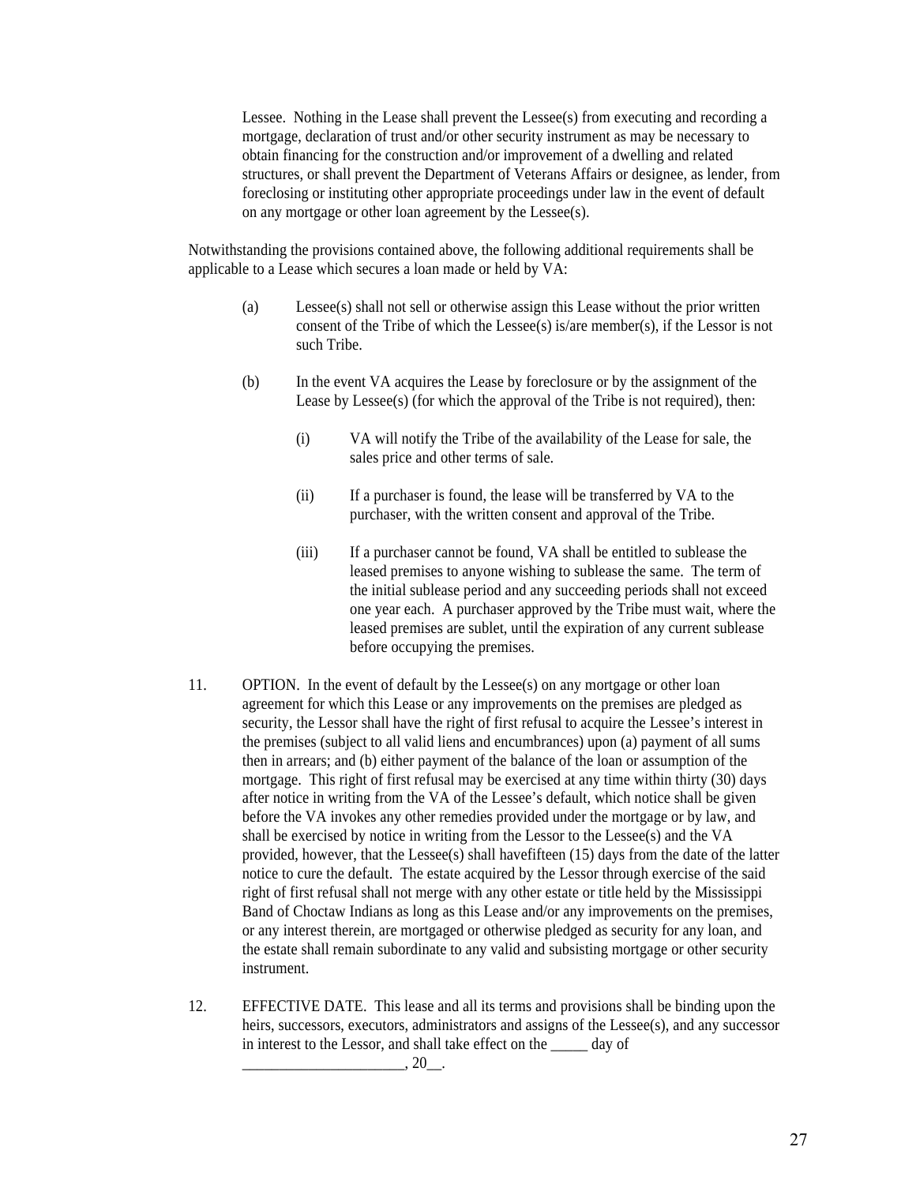Lessee. Nothing in the Lease shall prevent the Lessee(s) from executing and recording a mortgage, declaration of trust and/or other security instrument as may be necessary to obtain financing for the construction and/or improvement of a dwelling and related structures, or shall prevent the Department of Veterans Affairs or designee, as lender, from foreclosing or instituting other appropriate proceedings under law in the event of default on any mortgage or other loan agreement by the Lessee(s).

Notwithstanding the provisions contained above, the following additional requirements shall be applicable to a Lease which secures a loan made or held by VA:

(a) Lessee(s) shall not sell or otherwise assign this Lease without the prior written consent of the Tribe of which the Lessee(s) is/are member(s), if the Lessor is not such Tribe.

(b) In the event VA acquires the Lease by foreclosure or by the assignment of the Lease by Lessee(s) (for which the approval of the Tribe is not required), then:

   (i) VA will notify the Tribe of the availability of the Lease for sale, the sales price and other terms of sale.

   (ii) If a purchaser is found, the lease will be transferred by VA to the purchaser, with the written consent and approval of the Tribe.

   (iii) If a purchaser cannot be found, VA shall be entitled to sublease the leased premises to anyone wishing to sublease the same. The term of the initial sublease period and any succeeding periods shall not exceed one year each. A purchaser approved by the Tribe must wait, where the leased premises are sublet, until the expiration of any current sublease before occupying the premises.

11. OPTION. In the event of default by the Lessee(s) on any mortgage or other loan agreement for which this Lease or any improvements on the premises are pledged as security, the Lessor shall have the right of first refusal to acquire the Lessee's interest in the premises (subject to all valid liens and encumbrances) upon (a) payment of all sums then in arrears; and (b) either payment of the balance of the loan or assumption of the mortgage. This right of first refusal may be exercised at any time within thirty (30) days after notice in writing from the VA of the Lessee's default, which notice shall be given before the VA invokes any other remedies provided under the mortgage or by law, and shall be exercised by notice in writing from the Lessor to the Lessee(s) and the VA provided, however, that the Lessee(s) shall havefifteen (15) days from the date of the latter notice to cure the default. The estate acquired by the Lessor through exercise of the said right of first refusal shall not merge with any other estate or title held by the Mississippi Band of Choctaw Indians as long as this Lease and/or any improvements on the premises, or any interest therein, are mortgaged or otherwise pledged as security for any loan, and the estate shall remain subordinate to any valid and subsisting mortgage or other security instrument.

12. EFFECTIVE DATE. This lease and all its terms and provisions shall be binding upon the heirs, successors, executors, administrators and assigns of the Lessee(s), and any successor in interest to the Lessor, and shall take effect on the _____ day of ______________________, 20__.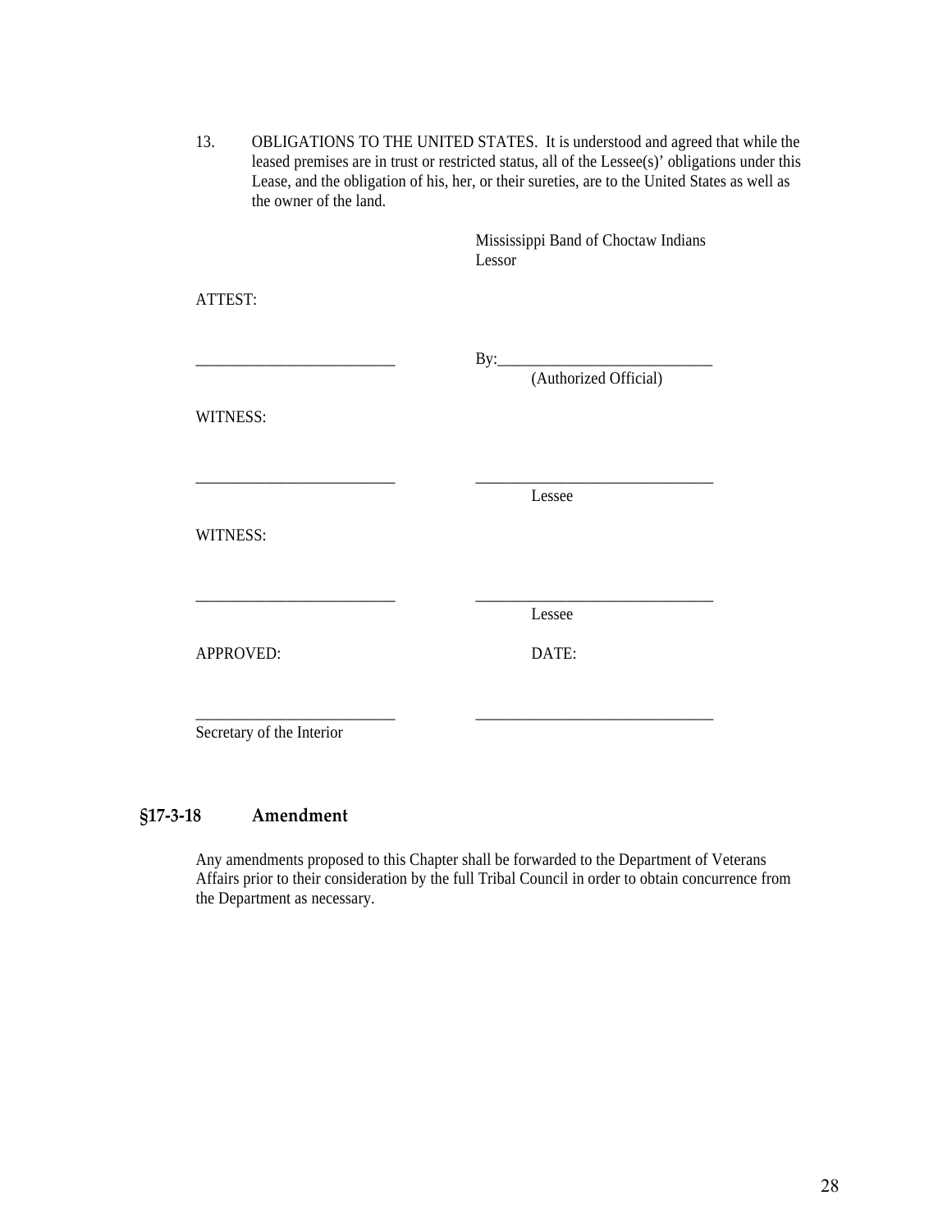13. OBLIGATIONS TO THE UNITED STATES. It is understood and agreed that while the leased premises are in trust or restricted status, all of the Lessee(s)' obligations under this Lease, and the obligation of his, her, or their sureties, are to the United States as well as the owner of the land.

Mississippi Band of Choctaw Indians
Lessor

ATTEST:

___________________________ By:_____________________________
(Authorized Official)

WITNESS:

___________________________ _________________________________
Lessee

WITNESS:

___________________________ _________________________________
Lessee

APPROVED: DATE:

___________________________ _________________________________
Secretary of the Interior

## §17-3-18 Amendment

Any amendments proposed to this Chapter shall be forwarded to the Department of Veterans Affairs prior to their consideration by the full Tribal Council in order to obtain concurrence from the Department as necessary.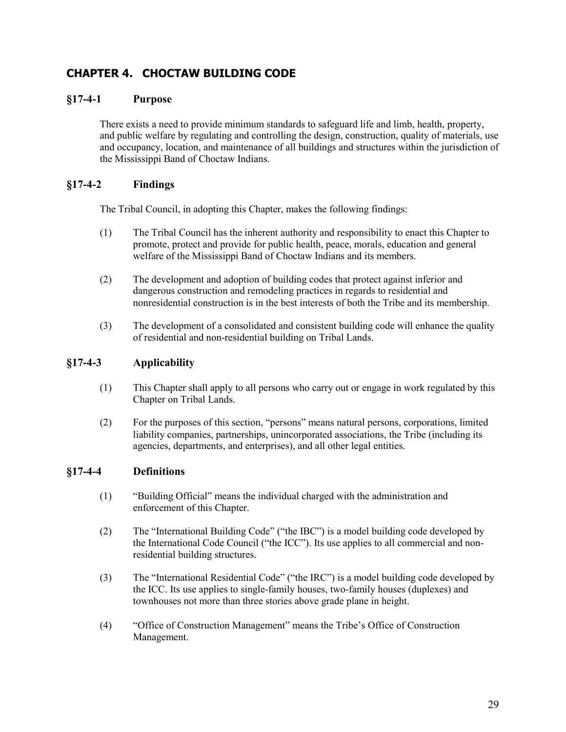## CHAPTER 4. CHOCTAW BUILDING CODE

### §17-4-1 Purpose

There exists a need to provide minimum standards to safeguard life and limb, health, property, and public welfare by regulating and controlling the design, construction, quality of materials, use and occupancy, location, and maintenance of all buildings and structures within the jurisdiction of the Mississippi Band of Choctaw Indians.

### §17-4-2 Findings

The Tribal Council, in adopting this Chapter, makes the following findings:

(1) The Tribal Council has the inherent authority and responsibility to enact this Chapter to promote, protect and provide for public health, peace, morals, education and general welfare of the Mississippi Band of Choctaw Indians and its members.

(2) The development and adoption of building codes that protect against inferior and dangerous construction and remodeling practices in regards to residential and nonresidential construction is in the best interests of both the Tribe and its membership.

(3) The development of a consolidated and consistent building code will enhance the quality of residential and non-residential building on Tribal Lands.

### §17-4-3 Applicability

(1) This Chapter shall apply to all persons who carry out or engage in work regulated by this Chapter on Tribal Lands.

(2) For the purposes of this section, "persons" means natural persons, corporations, limited liability companies, partnerships, unincorporated associations, the Tribe (including its agencies, departments, and enterprises), and all other legal entities.

### §17-4-4 Definitions

(1) "Building Official" means the individual charged with the administration and enforcement of this Chapter.

(2) The "International Building Code" ("the IBC") is a model building code developed by the International Code Council ("the ICC"). Its use applies to all commercial and non-residential building structures.

(3) The "International Residential Code" ("the IRC") is a model building code developed by the ICC. Its use applies to single-family houses, two-family houses (duplexes) and townhouses not more than three stories above grade plane in height.

(4) "Office of Construction Management" means the Tribe's Office of Construction Management.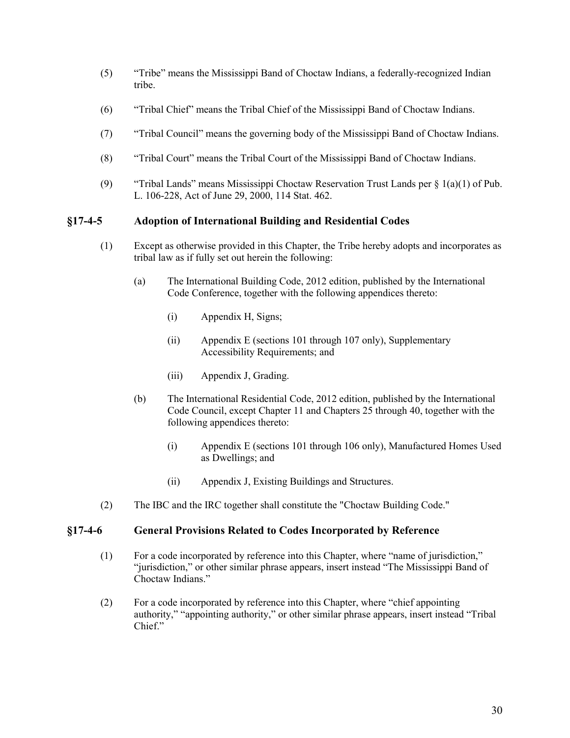(5) "Tribe" means the Mississippi Band of Choctaw Indians, a federally-recognized Indian tribe.

(6) "Tribal Chief" means the Tribal Chief of the Mississippi Band of Choctaw Indians.

(7) "Tribal Council" means the governing body of the Mississippi Band of Choctaw Indians.

(8) "Tribal Court" means the Tribal Court of the Mississippi Band of Choctaw Indians.

(9) "Tribal Lands" means Mississippi Choctaw Reservation Trust Lands per § 1(a)(1) of Pub. L. 106-228, Act of June 29, 2000, 114 Stat. 462.

## §17-4-5 Adoption of International Building and Residential Codes

(1) Except as otherwise provided in this Chapter, the Tribe hereby adopts and incorporates as tribal law as if fully set out herein the following:

- (a) The International Building Code, 2012 edition, published by the International Code Conference, together with the following appendices thereto:
  - (i) Appendix H, Signs;
  - (ii) Appendix E (sections 101 through 107 only), Supplementary Accessibility Requirements; and
  - (iii) Appendix J, Grading.
- (b) The International Residential Code, 2012 edition, published by the International Code Council, except Chapter 11 and Chapters 25 through 40, together with the following appendices thereto:
  - (i) Appendix E (sections 101 through 106 only), Manufactured Homes Used as Dwellings; and
  - (ii) Appendix J, Existing Buildings and Structures.

(2) The IBC and the IRC together shall constitute the "Choctaw Building Code."

## §17-4-6 General Provisions Related to Codes Incorporated by Reference

(1) For a code incorporated by reference into this Chapter, where "name of jurisdiction," "jurisdiction," or other similar phrase appears, insert instead "The Mississippi Band of Choctaw Indians."

(2) For a code incorporated by reference into this Chapter, where "chief appointing authority," "appointing authority," or other similar phrase appears, insert instead "Tribal Chief."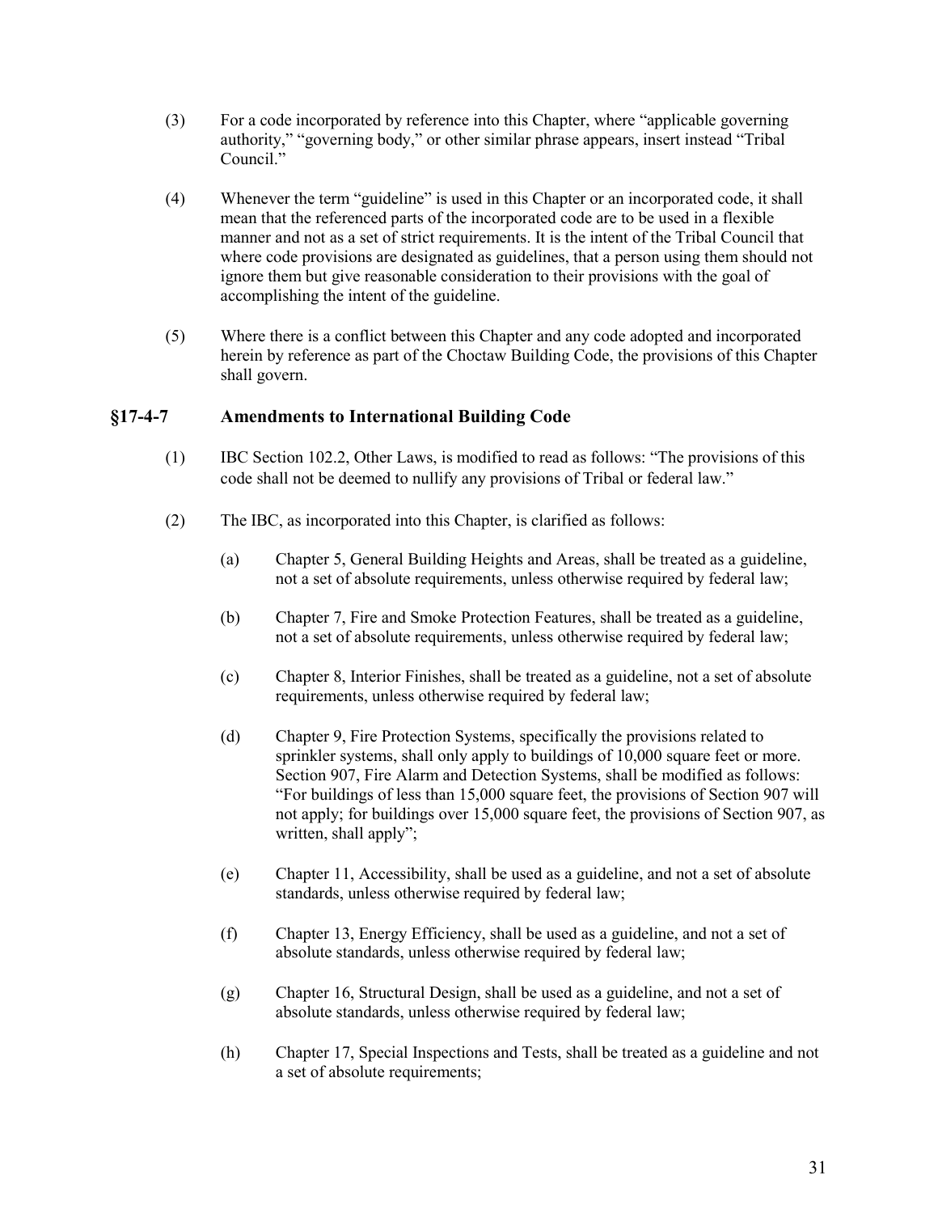(3) For a code incorporated by reference into this Chapter, where "applicable governing authority," "governing body," or other similar phrase appears, insert instead "Tribal Council."

(4) Whenever the term "guideline" is used in this Chapter or an incorporated code, it shall mean that the referenced parts of the incorporated code are to be used in a flexible manner and not as a set of strict requirements. It is the intent of the Tribal Council that where code provisions are designated as guidelines, that a person using them should not ignore them but give reasonable consideration to their provisions with the goal of accomplishing the intent of the guideline.

(5) Where there is a conflict between this Chapter and any code adopted and incorporated herein by reference as part of the Choctaw Building Code, the provisions of this Chapter shall govern.

### §17-4-7 Amendments to International Building Code

(1) IBC Section 102.2, Other Laws, is modified to read as follows: "The provisions of this code shall not be deemed to nullify any provisions of Tribal or federal law."

(2) The IBC, as incorporated into this Chapter, is clarified as follows:

(a) Chapter 5, General Building Heights and Areas, shall be treated as a guideline, not a set of absolute requirements, unless otherwise required by federal law;

(b) Chapter 7, Fire and Smoke Protection Features, shall be treated as a guideline, not a set of absolute requirements, unless otherwise required by federal law;

(c) Chapter 8, Interior Finishes, shall be treated as a guideline, not a set of absolute requirements, unless otherwise required by federal law;

(d) Chapter 9, Fire Protection Systems, specifically the provisions related to sprinkler systems, shall only apply to buildings of 10,000 square feet or more. Section 907, Fire Alarm and Detection Systems, shall be modified as follows: "For buildings of less than 15,000 square feet, the provisions of Section 907 will not apply; for buildings over 15,000 square feet, the provisions of Section 907, as written, shall apply";

(e) Chapter 11, Accessibility, shall be used as a guideline, and not a set of absolute standards, unless otherwise required by federal law;

(f) Chapter 13, Energy Efficiency, shall be used as a guideline, and not a set of absolute standards, unless otherwise required by federal law;

(g) Chapter 16, Structural Design, shall be used as a guideline, and not a set of absolute standards, unless otherwise required by federal law;

(h) Chapter 17, Special Inspections and Tests, shall be treated as a guideline and not a set of absolute requirements;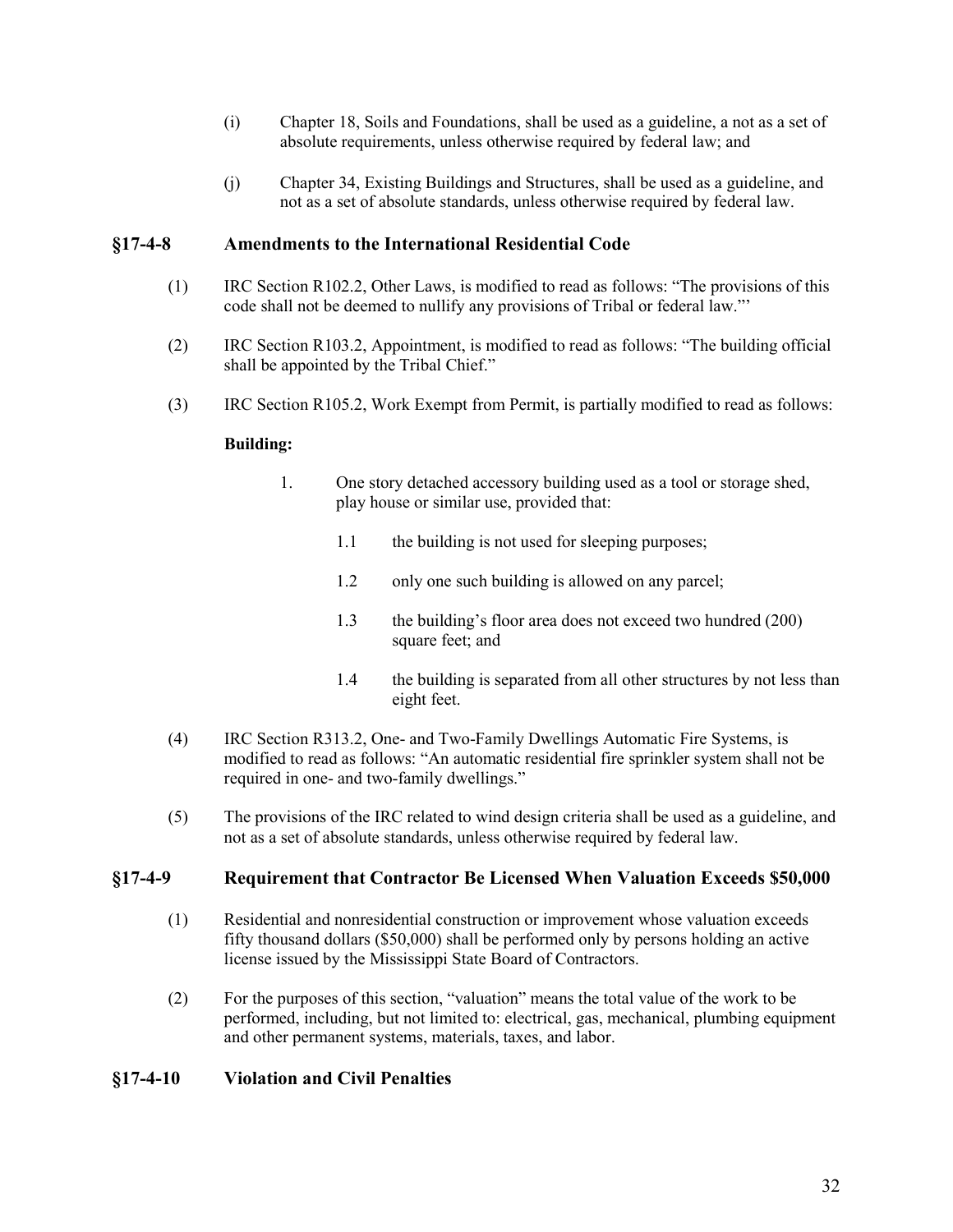(i) Chapter 18, Soils and Foundations, shall be used as a guideline, a not as a set of absolute requirements, unless otherwise required by federal law; and

(j) Chapter 34, Existing Buildings and Structures, shall be used as a guideline, and not as a set of absolute standards, unless otherwise required by federal law.

## §17-4-8 Amendments to the International Residential Code

(1) IRC Section R102.2, Other Laws, is modified to read as follows: "The provisions of this code shall not be deemed to nullify any provisions of Tribal or federal law."'

(2) IRC Section R103.2, Appointment, is modified to read as follows: "The building official shall be appointed by the Tribal Chief."

(3) IRC Section R105.2, Work Exempt from Permit, is partially modified to read as follows:

**Building:**

1. One story detached accessory building used as a tool or storage shed, play house or similar use, provided that:

   1.1 the building is not used for sleeping purposes;

   1.2 only one such building is allowed on any parcel;

   1.3 the building's floor area does not exceed two hundred (200) square feet; and

   1.4 the building is separated from all other structures by not less than eight feet.

(4) IRC Section R313.2, One- and Two-Family Dwellings Automatic Fire Systems, is modified to read as follows: "An automatic residential fire sprinkler system shall not be required in one- and two-family dwellings."

(5) The provisions of the IRC related to wind design criteria shall be used as a guideline, and not as a set of absolute standards, unless otherwise required by federal law.

## §17-4-9 Requirement that Contractor Be Licensed When Valuation Exceeds $50,000

(1) Residential and nonresidential construction or improvement whose valuation exceeds fifty thousand dollars ($50,000) shall be performed only by persons holding an active license issued by the Mississippi State Board of Contractors.

(2) For the purposes of this section, "valuation" means the total value of the work to be performed, including, but not limited to: electrical, gas, mechanical, plumbing equipment and other permanent systems, materials, taxes, and labor.

## §17-4-10 Violation and Civil Penalties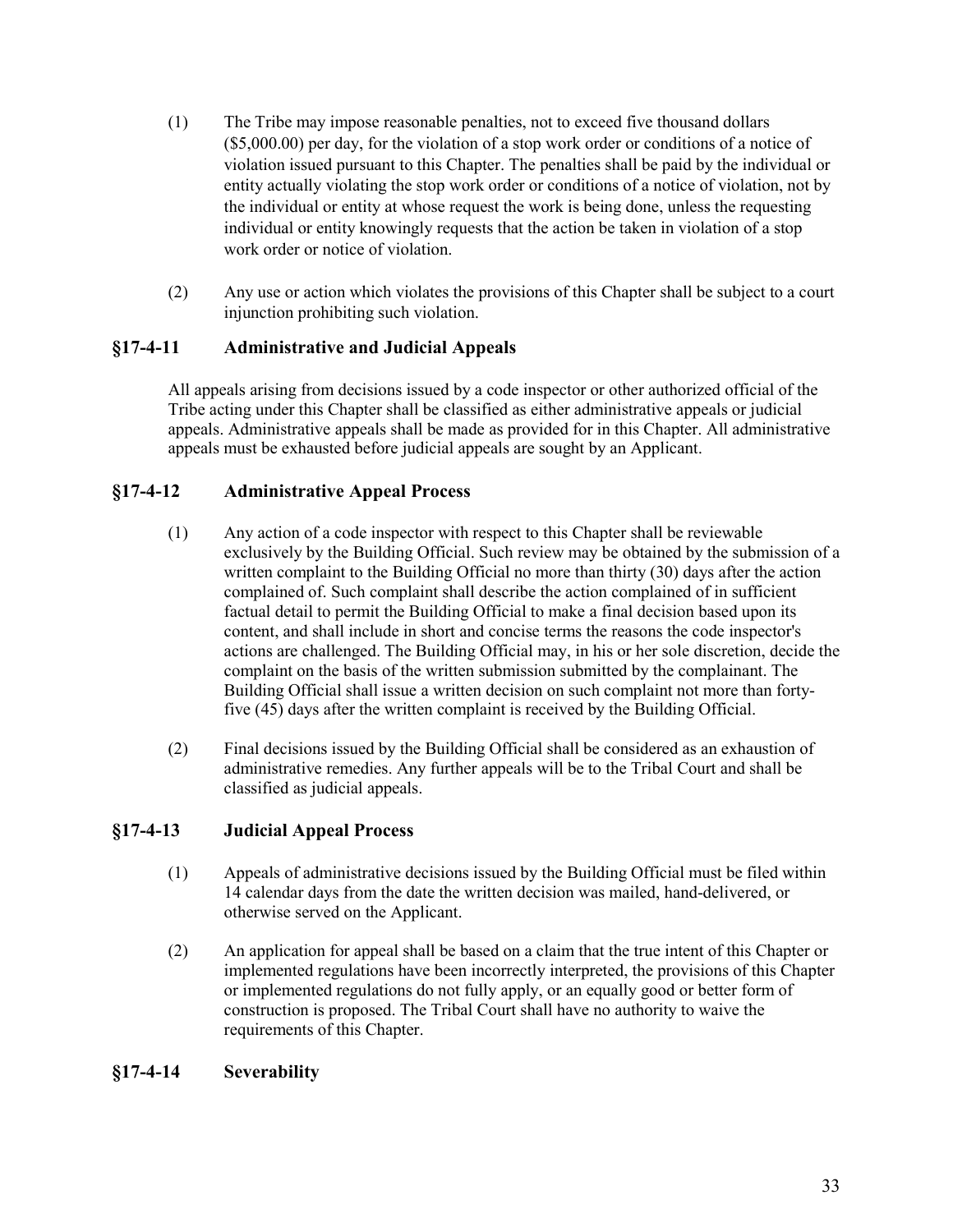(1) The Tribe may impose reasonable penalties, not to exceed five thousand dollars ($5,000.00) per day, for the violation of a stop work order or conditions of a notice of violation issued pursuant to this Chapter. The penalties shall be paid by the individual or entity actually violating the stop work order or conditions of a notice of violation, not by the individual or entity at whose request the work is being done, unless the requesting individual or entity knowingly requests that the action be taken in violation of a stop work order or notice of violation.

(2) Any use or action which violates the provisions of this Chapter shall be subject to a court injunction prohibiting such violation.

### §17-4-11 Administrative and Judicial Appeals

All appeals arising from decisions issued by a code inspector or other authorized official of the Tribe acting under this Chapter shall be classified as either administrative appeals or judicial appeals. Administrative appeals shall be made as provided for in this Chapter. All administrative appeals must be exhausted before judicial appeals are sought by an Applicant.

### §17-4-12 Administrative Appeal Process

(1) Any action of a code inspector with respect to this Chapter shall be reviewable exclusively by the Building Official. Such review may be obtained by the submission of a written complaint to the Building Official no more than thirty (30) days after the action complained of. Such complaint shall describe the action complained of in sufficient factual detail to permit the Building Official to make a final decision based upon its content, and shall include in short and concise terms the reasons the code inspector's actions are challenged. The Building Official may, in his or her sole discretion, decide the complaint on the basis of the written submission submitted by the complainant. The Building Official shall issue a written decision on such complaint not more than forty-five (45) days after the written complaint is received by the Building Official.

(2) Final decisions issued by the Building Official shall be considered as an exhaustion of administrative remedies. Any further appeals will be to the Tribal Court and shall be classified as judicial appeals.

### §17-4-13 Judicial Appeal Process

(1) Appeals of administrative decisions issued by the Building Official must be filed within 14 calendar days from the date the written decision was mailed, hand-delivered, or otherwise served on the Applicant.

(2) An application for appeal shall be based on a claim that the true intent of this Chapter or implemented regulations have been incorrectly interpreted, the provisions of this Chapter or implemented regulations do not fully apply, or an equally good or better form of construction is proposed. The Tribal Court shall have no authority to waive the requirements of this Chapter.

### §17-4-14 Severability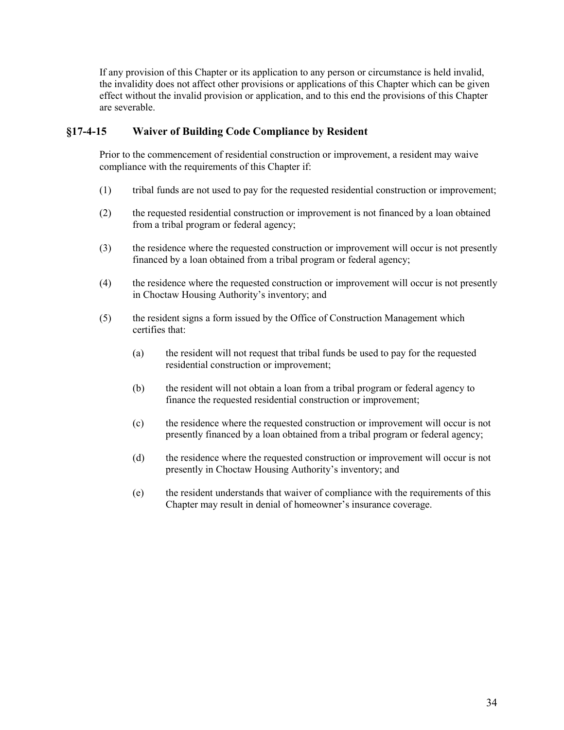If any provision of this Chapter or its application to any person or circumstance is held invalid, the invalidity does not affect other provisions or applications of this Chapter which can be given effect without the invalid provision or application, and to this end the provisions of this Chapter are severable.

## §17-4-15 Waiver of Building Code Compliance by Resident

Prior to the commencement of residential construction or improvement, a resident may waive compliance with the requirements of this Chapter if:

(1) tribal funds are not used to pay for the requested residential construction or improvement;

(2) the requested residential construction or improvement is not financed by a loan obtained from a tribal program or federal agency;

(3) the residence where the requested construction or improvement will occur is not presently financed by a loan obtained from a tribal program or federal agency;

(4) the residence where the requested construction or improvement will occur is not presently in Choctaw Housing Authority's inventory; and

(5) the resident signs a form issued by the Office of Construction Management which certifies that:

> (a) the resident will not request that tribal funds be used to pay for the requested residential construction or improvement;
>
> (b) the resident will not obtain a loan from a tribal program or federal agency to finance the requested residential construction or improvement;
>
> (c) the residence where the requested construction or improvement will occur is not presently financed by a loan obtained from a tribal program or federal agency;
>
> (d) the residence where the requested construction or improvement will occur is not presently in Choctaw Housing Authority's inventory; and
>
> (e) the resident understands that waiver of compliance with the requirements of this Chapter may result in denial of homeowner's insurance coverage.